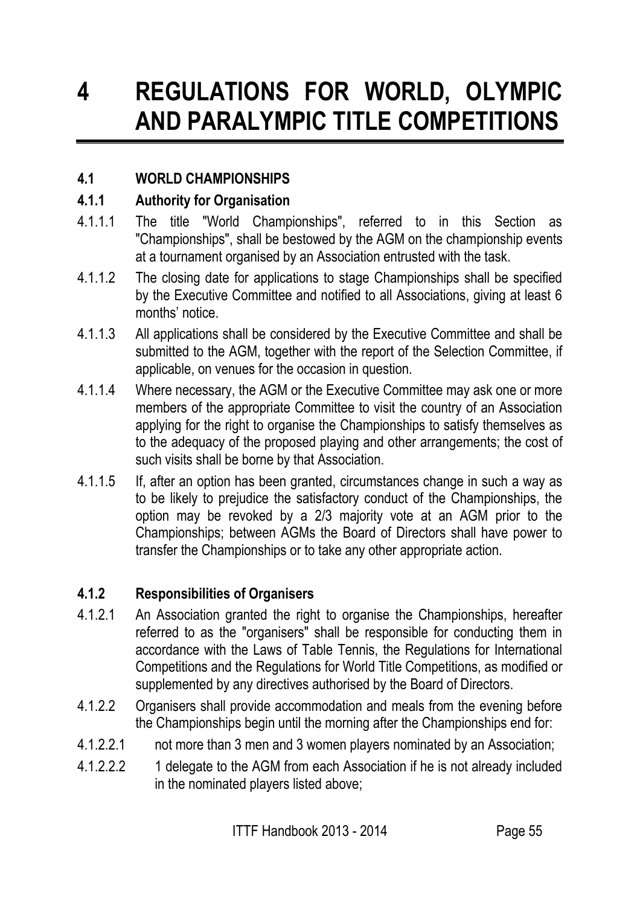# 4 REGULATIONS FOR WORLD, OLYMPIC AND PARALYMPIC TITLE COMPETITIONS

## 4.1 WORLD CHAMPIONSHIPS

### 4.1.1 Authority for Organisation

4.1.1.1 The title "World Championships", referred to in this Section as "Championships", shall be bestowed by the AGM on the championship events at a tournament organised by an Association entrusted with the task.

4.1.1.2 The closing date for applications to stage Championships shall be specified by the Executive Committee and notified to all Associations, giving at least 6 months' notice.

4.1.1.3 All applications shall be considered by the Executive Committee and shall be submitted to the AGM, together with the report of the Selection Committee, if applicable, on venues for the occasion in question.

4.1.1.4 Where necessary, the AGM or the Executive Committee may ask one or more members of the appropriate Committee to visit the country of an Association applying for the right to organise the Championships to satisfy themselves as to the adequacy of the proposed playing and other arrangements; the cost of such visits shall be borne by that Association.

4.1.1.5 If, after an option has been granted, circumstances change in such a way as to be likely to prejudice the satisfactory conduct of the Championships, the option may be revoked by a 2/3 majority vote at an AGM prior to the Championships; between AGMs the Board of Directors shall have power to transfer the Championships or to take any other appropriate action.

### 4.1.2 Responsibilities of Organisers

4.1.2.1 An Association granted the right to organise the Championships, hereafter referred to as the "organisers" shall be responsible for conducting them in accordance with the Laws of Table Tennis, the Regulations for International Competitions and the Regulations for World Title Competitions, as modified or supplemented by any directives authorised by the Board of Directors.

4.1.2.2 Organisers shall provide accommodation and meals from the evening before the Championships begin until the morning after the Championships end for:

4.1.2.2.1 not more than 3 men and 3 women players nominated by an Association;

4.1.2.2.2 1 delegate to the AGM from each Association if he is not already included in the nominated players listed above;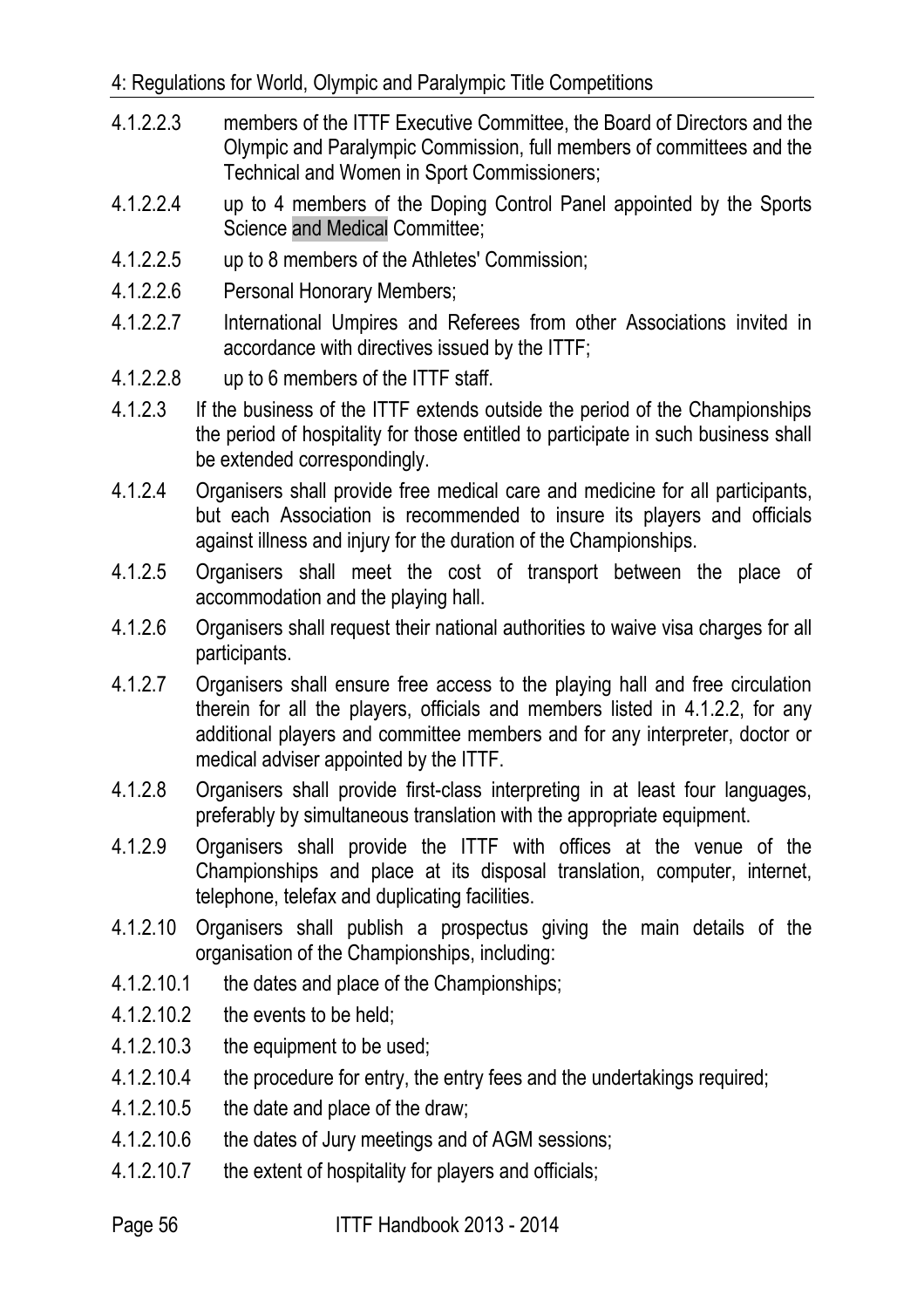4.1.2.2.3 members of the ITTF Executive Committee, the Board of Directors and the Olympic and Paralympic Commission, full members of committees and the Technical and Women in Sport Commissioners;

4.1.2.2.4 up to 4 members of the Doping Control Panel appointed by the Sports Science and Medical Committee;

4.1.2.2.5 up to 8 members of the Athletes' Commission;

4.1.2.2.6 Personal Honorary Members;

4.1.2.2.7 International Umpires and Referees from other Associations invited in accordance with directives issued by the ITTF;

4.1.2.2.8 up to 6 members of the ITTF staff.

4.1.2.3 If the business of the ITTF extends outside the period of the Championships the period of hospitality for those entitled to participate in such business shall be extended correspondingly.

4.1.2.4 Organisers shall provide free medical care and medicine for all participants, but each Association is recommended to insure its players and officials against illness and injury for the duration of the Championships.

4.1.2.5 Organisers shall meet the cost of transport between the place of accommodation and the playing hall.

4.1.2.6 Organisers shall request their national authorities to waive visa charges for all participants.

4.1.2.7 Organisers shall ensure free access to the playing hall and free circulation therein for all the players, officials and members listed in 4.1.2.2, for any additional players and committee members and for any interpreter, doctor or medical adviser appointed by the ITTF.

4.1.2.8 Organisers shall provide first-class interpreting in at least four languages, preferably by simultaneous translation with the appropriate equipment.

4.1.2.9 Organisers shall provide the ITTF with offices at the venue of the Championships and place at its disposal translation, computer, internet, telephone, telefax and duplicating facilities.

4.1.2.10 Organisers shall publish a prospectus giving the main details of the organisation of the Championships, including:

4.1.2.10.1 the dates and place of the Championships;

4.1.2.10.2 the events to be held;

4.1.2.10.3 the equipment to be used;

4.1.2.10.4 the procedure for entry, the entry fees and the undertakings required;

4.1.2.10.5 the date and place of the draw;

4.1.2.10.6 the dates of Jury meetings and of AGM sessions;

4.1.2.10.7 the extent of hospitality for players and officials;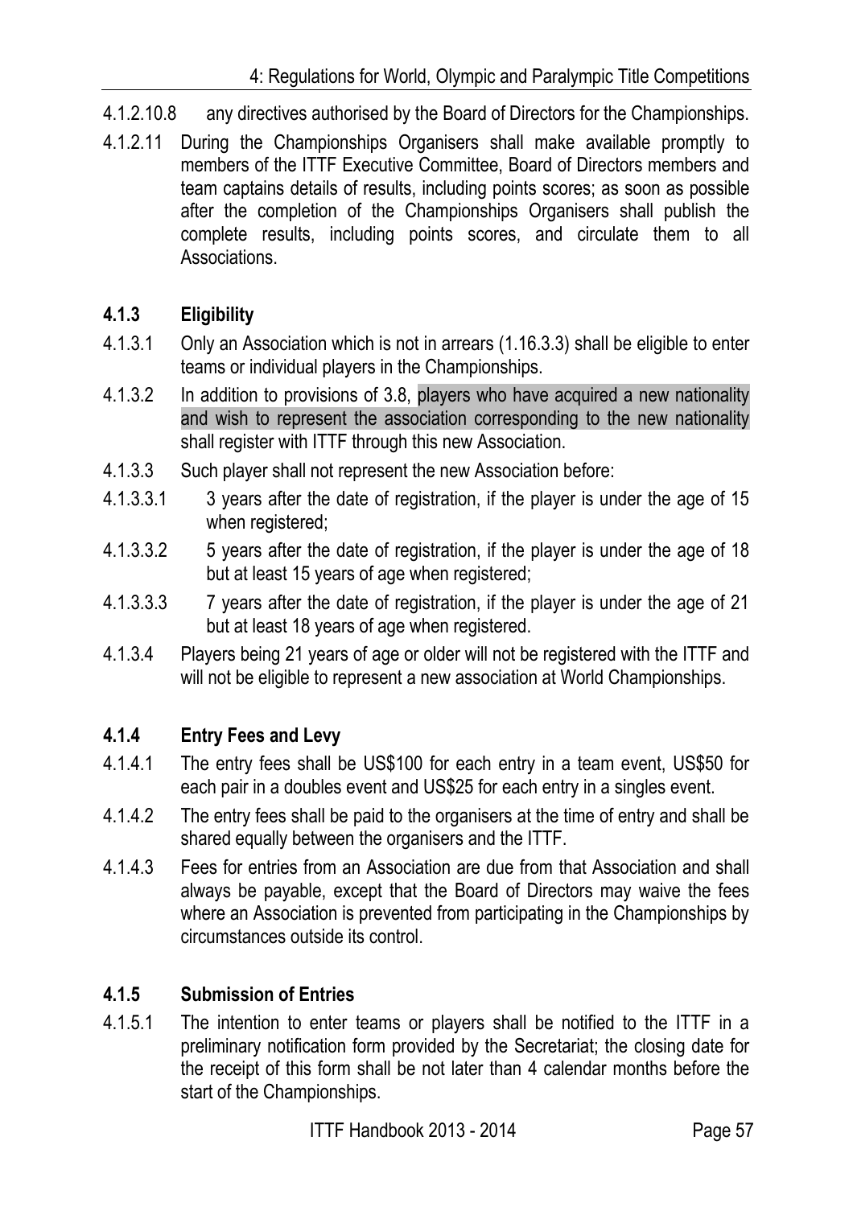4.1.2.10.8 any directives authorised by the Board of Directors for the Championships.

4.1.2.11 During the Championships Organisers shall make available promptly to members of the ITTF Executive Committee, Board of Directors members and team captains details of results, including points scores; as soon as possible after the completion of the Championships Organisers shall publish the complete results, including points scores, and circulate them to all Associations.

### 4.1.3 Eligibility

4.1.3.1 Only an Association which is not in arrears (1.16.3.3) shall be eligible to enter teams or individual players in the Championships.

4.1.3.2 In addition to provisions of 3.8, players who have acquired a new nationality and wish to represent the association corresponding to the new nationality shall register with ITTF through this new Association.

4.1.3.3 Such player shall not represent the new Association before:

4.1.3.3.1 3 years after the date of registration, if the player is under the age of 15 when registered;

4.1.3.3.2 5 years after the date of registration, if the player is under the age of 18 but at least 15 years of age when registered;

4.1.3.3.3 7 years after the date of registration, if the player is under the age of 21 but at least 18 years of age when registered.

4.1.3.4 Players being 21 years of age or older will not be registered with the ITTF and will not be eligible to represent a new association at World Championships.

### 4.1.4 Entry Fees and Levy

4.1.4.1 The entry fees shall be US$100 for each entry in a team event, US$50 for each pair in a doubles event and US$25 for each entry in a singles event.

4.1.4.2 The entry fees shall be paid to the organisers at the time of entry and shall be shared equally between the organisers and the ITTF.

4.1.4.3 Fees for entries from an Association are due from that Association and shall always be payable, except that the Board of Directors may waive the fees where an Association is prevented from participating in the Championships by circumstances outside its control.

### 4.1.5 Submission of Entries

4.1.5.1 The intention to enter teams or players shall be notified to the ITTF in a preliminary notification form provided by the Secretariat; the closing date for the receipt of this form shall be not later than 4 calendar months before the start of the Championships.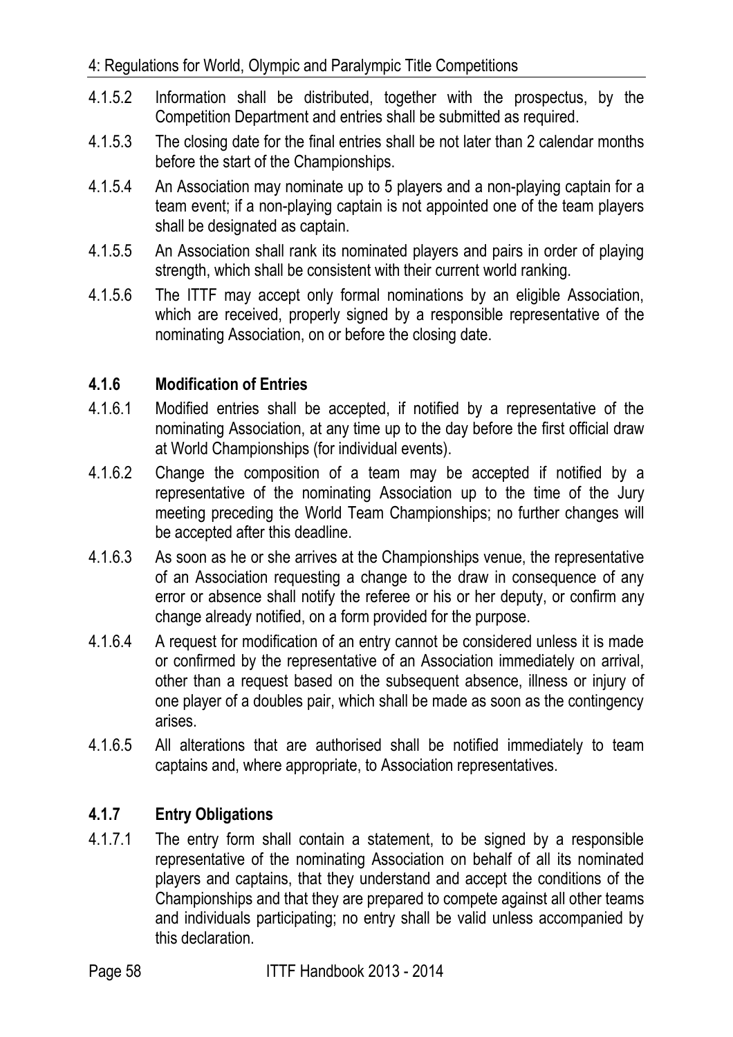4.1.5.2 Information shall be distributed, together with the prospectus, by the Competition Department and entries shall be submitted as required.

4.1.5.3 The closing date for the final entries shall be not later than 2 calendar months before the start of the Championships.

4.1.5.4 An Association may nominate up to 5 players and a non-playing captain for a team event; if a non-playing captain is not appointed one of the team players shall be designated as captain.

4.1.5.5 An Association shall rank its nominated players and pairs in order of playing strength, which shall be consistent with their current world ranking.

4.1.5.6 The ITTF may accept only formal nominations by an eligible Association, which are received, properly signed by a responsible representative of the nominating Association, on or before the closing date.

### 4.1.6 Modification of Entries

4.1.6.1 Modified entries shall be accepted, if notified by a representative of the nominating Association, at any time up to the day before the first official draw at World Championships (for individual events).

4.1.6.2 Change the composition of a team may be accepted if notified by a representative of the nominating Association up to the time of the Jury meeting preceding the World Team Championships; no further changes will be accepted after this deadline.

4.1.6.3 As soon as he or she arrives at the Championships venue, the representative of an Association requesting a change to the draw in consequence of any error or absence shall notify the referee or his or her deputy, or confirm any change already notified, on a form provided for the purpose.

4.1.6.4 A request for modification of an entry cannot be considered unless it is made or confirmed by the representative of an Association immediately on arrival, other than a request based on the subsequent absence, illness or injury of one player of a doubles pair, which shall be made as soon as the contingency arises.

4.1.6.5 All alterations that are authorised shall be notified immediately to team captains and, where appropriate, to Association representatives.

### 4.1.7 Entry Obligations

4.1.7.1 The entry form shall contain a statement, to be signed by a responsible representative of the nominating Association on behalf of all its nominated players and captains, that they understand and accept the conditions of the Championships and that they are prepared to compete against all other teams and individuals participating; no entry shall be valid unless accompanied by this declaration.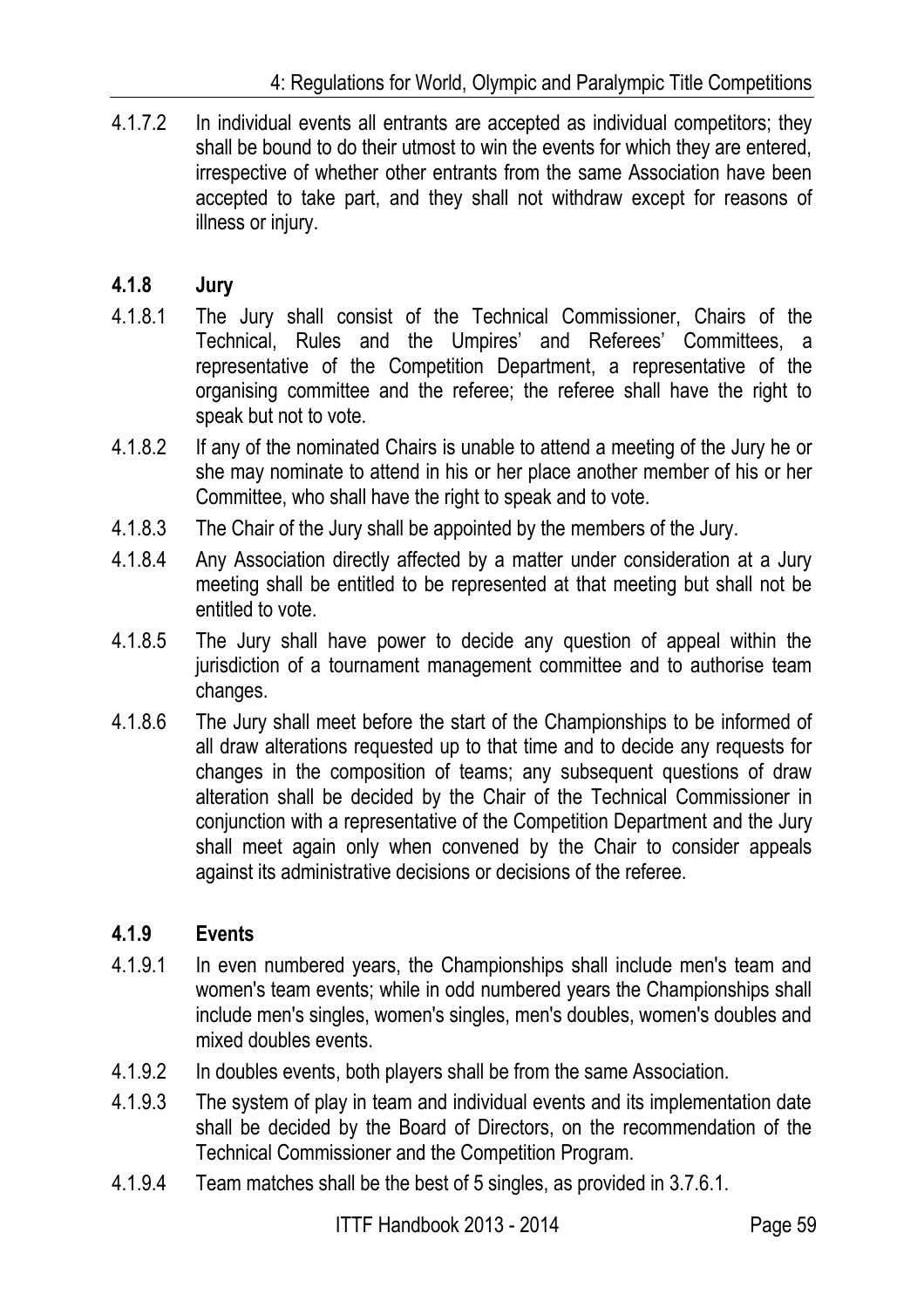4.1.7.2 In individual events all entrants are accepted as individual competitors; they shall be bound to do their utmost to win the events for which they are entered, irrespective of whether other entrants from the same Association have been accepted to take part, and they shall not withdraw except for reasons of illness or injury.

### 4.1.8 Jury

4.1.8.1 The Jury shall consist of the Technical Commissioner, Chairs of the Technical, Rules and the Umpires' and Referees' Committees, a representative of the Competition Department, a representative of the organising committee and the referee; the referee shall have the right to speak but not to vote.

4.1.8.2 If any of the nominated Chairs is unable to attend a meeting of the Jury he or she may nominate to attend in his or her place another member of his or her Committee, who shall have the right to speak and to vote.

4.1.8.3 The Chair of the Jury shall be appointed by the members of the Jury.

4.1.8.4 Any Association directly affected by a matter under consideration at a Jury meeting shall be entitled to be represented at that meeting but shall not be entitled to vote.

4.1.8.5 The Jury shall have power to decide any question of appeal within the jurisdiction of a tournament management committee and to authorise team changes.

4.1.8.6 The Jury shall meet before the start of the Championships to be informed of all draw alterations requested up to that time and to decide any requests for changes in the composition of teams; any subsequent questions of draw alteration shall be decided by the Chair of the Technical Commissioner in conjunction with a representative of the Competition Department and the Jury shall meet again only when convened by the Chair to consider appeals against its administrative decisions or decisions of the referee.

### 4.1.9 Events

4.1.9.1 In even numbered years, the Championships shall include men's team and women's team events; while in odd numbered years the Championships shall include men's singles, women's singles, men's doubles, women's doubles and mixed doubles events.

4.1.9.2 In doubles events, both players shall be from the same Association.

4.1.9.3 The system of play in team and individual events and its implementation date shall be decided by the Board of Directors, on the recommendation of the Technical Commissioner and the Competition Program.

4.1.9.4 Team matches shall be the best of 5 singles, as provided in 3.7.6.1.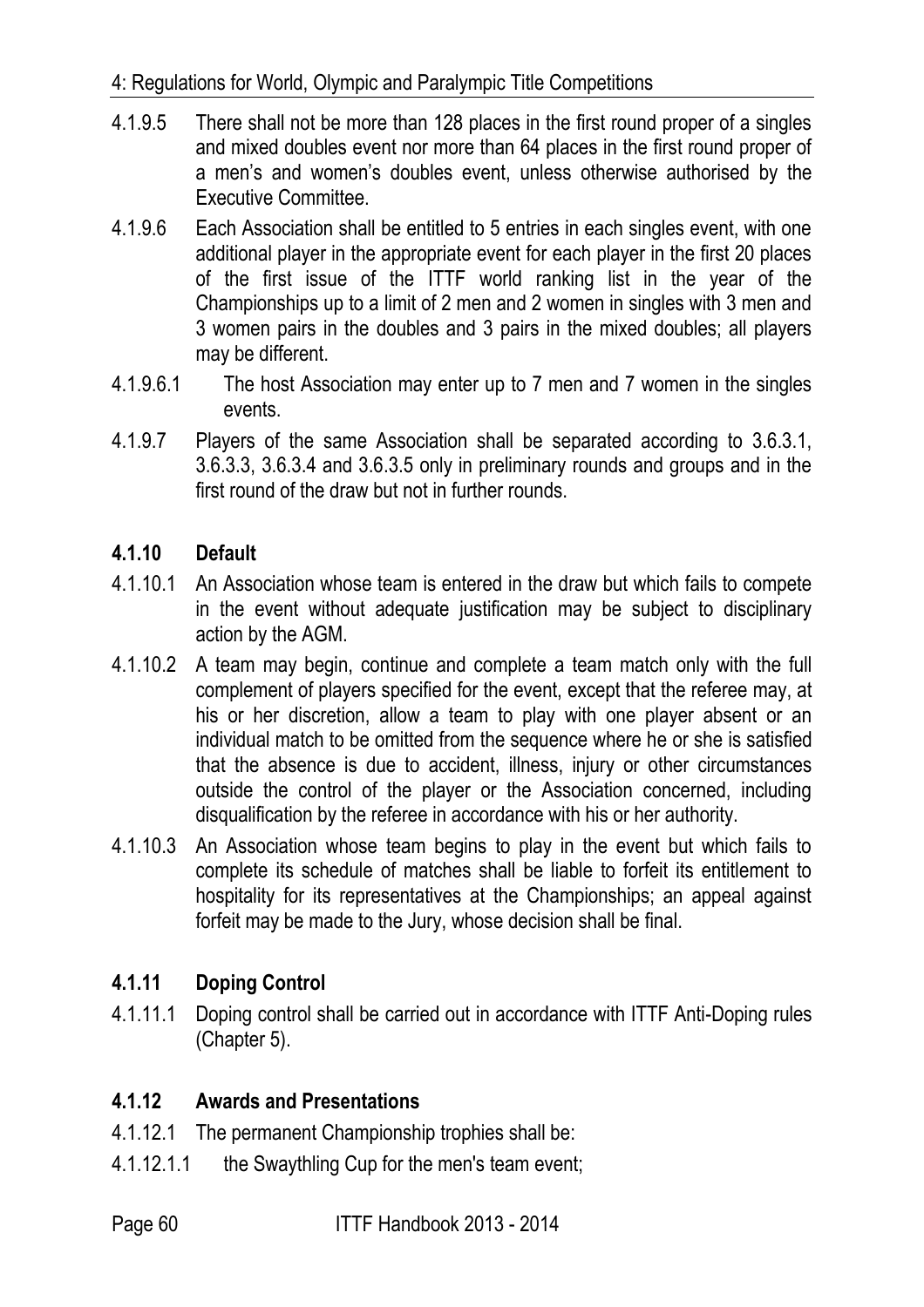4.1.9.5 There shall not be more than 128 places in the first round proper of a singles and mixed doubles event nor more than 64 places in the first round proper of a men's and women's doubles event, unless otherwise authorised by the Executive Committee.

4.1.9.6 Each Association shall be entitled to 5 entries in each singles event, with one additional player in the appropriate event for each player in the first 20 places of the first issue of the ITTF world ranking list in the year of the Championships up to a limit of 2 men and 2 women in singles with 3 men and 3 women pairs in the doubles and 3 pairs in the mixed doubles; all players may be different.

4.1.9.6.1 The host Association may enter up to 7 men and 7 women in the singles events.

4.1.9.7 Players of the same Association shall be separated according to 3.6.3.1, 3.6.3.3, 3.6.3.4 and 3.6.3.5 only in preliminary rounds and groups and in the first round of the draw but not in further rounds.

### 4.1.10 Default

4.1.10.1 An Association whose team is entered in the draw but which fails to compete in the event without adequate justification may be subject to disciplinary action by the AGM.

4.1.10.2 A team may begin, continue and complete a team match only with the full complement of players specified for the event, except that the referee may, at his or her discretion, allow a team to play with one player absent or an individual match to be omitted from the sequence where he or she is satisfied that the absence is due to accident, illness, injury or other circumstances outside the control of the player or the Association concerned, including disqualification by the referee in accordance with his or her authority.

4.1.10.3 An Association whose team begins to play in the event but which fails to complete its schedule of matches shall be liable to forfeit its entitlement to hospitality for its representatives at the Championships; an appeal against forfeit may be made to the Jury, whose decision shall be final.

### 4.1.11 Doping Control

4.1.11.1 Doping control shall be carried out in accordance with ITTF Anti-Doping rules (Chapter 5).

### 4.1.12 Awards and Presentations

4.1.12.1 The permanent Championship trophies shall be:

4.1.12.1.1 the Swaythling Cup for the men's team event;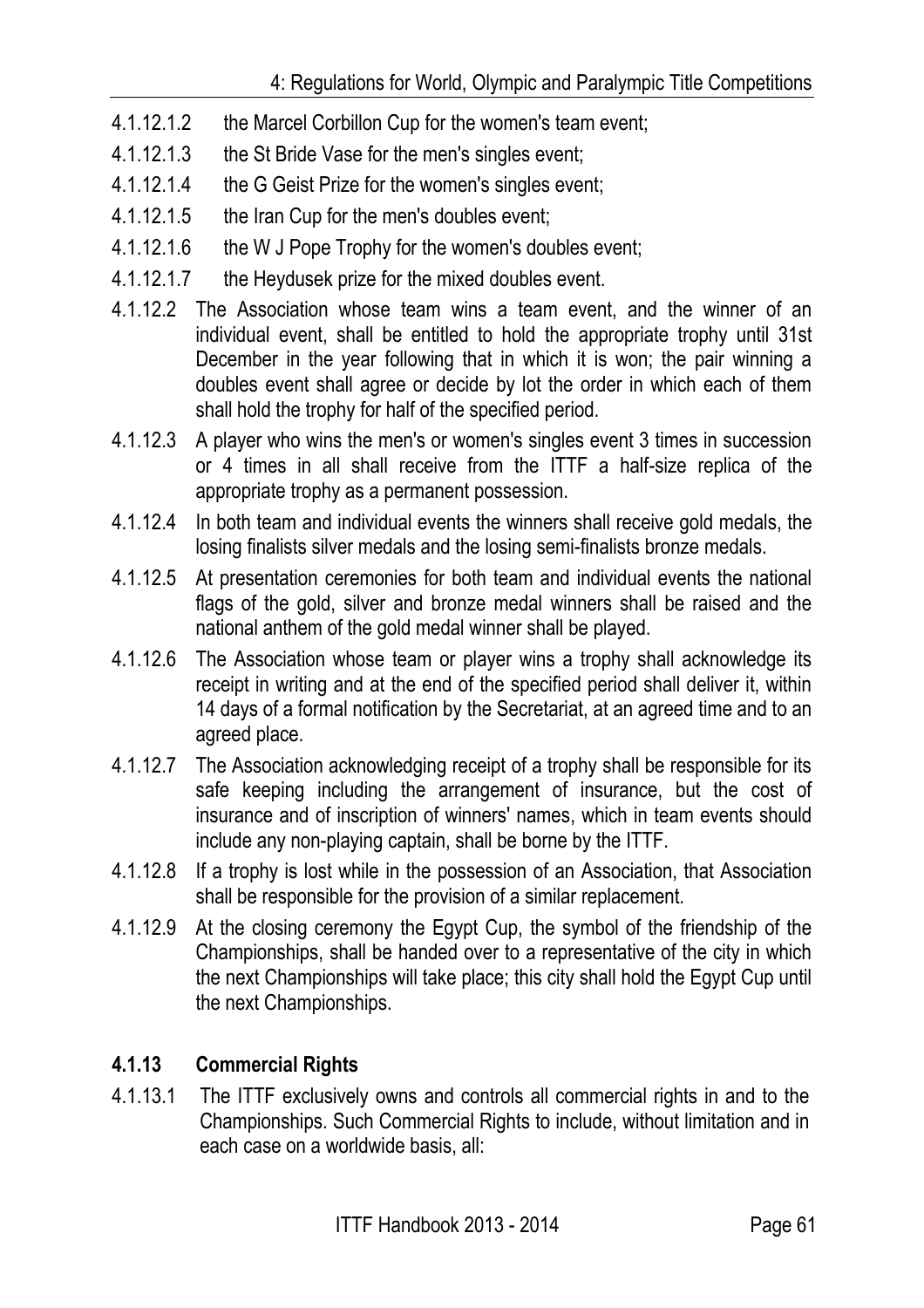4.1.12.1.2 the Marcel Corbillon Cup for the women's team event;

4.1.12.1.3 the St Bride Vase for the men's singles event;

4.1.12.1.4 the G Geist Prize for the women's singles event;

4.1.12.1.5 the Iran Cup for the men's doubles event;

4.1.12.1.6 the W J Pope Trophy for the women's doubles event;

4.1.12.1.7 the Heydusek prize for the mixed doubles event.

4.1.12.2 The Association whose team wins a team event, and the winner of an individual event, shall be entitled to hold the appropriate trophy until 31st December in the year following that in which it is won; the pair winning a doubles event shall agree or decide by lot the order in which each of them shall hold the trophy for half of the specified period.

4.1.12.3 A player who wins the men's or women's singles event 3 times in succession or 4 times in all shall receive from the ITTF a half-size replica of the appropriate trophy as a permanent possession.

4.1.12.4 In both team and individual events the winners shall receive gold medals, the losing finalists silver medals and the losing semi-finalists bronze medals.

4.1.12.5 At presentation ceremonies for both team and individual events the national flags of the gold, silver and bronze medal winners shall be raised and the national anthem of the gold medal winner shall be played.

4.1.12.6 The Association whose team or player wins a trophy shall acknowledge its receipt in writing and at the end of the specified period shall deliver it, within 14 days of a formal notification by the Secretariat, at an agreed time and to an agreed place.

4.1.12.7 The Association acknowledging receipt of a trophy shall be responsible for its safe keeping including the arrangement of insurance, but the cost of insurance and of inscription of winners' names, which in team events should include any non-playing captain, shall be borne by the ITTF.

4.1.12.8 If a trophy is lost while in the possession of an Association, that Association shall be responsible for the provision of a similar replacement.

4.1.12.9 At the closing ceremony the Egypt Cup, the symbol of the friendship of the Championships, shall be handed over to a representative of the city in which the next Championships will take place; this city shall hold the Egypt Cup until the next Championships.

### 4.1.13 Commercial Rights

4.1.13.1 The ITTF exclusively owns and controls all commercial rights in and to the Championships. Such Commercial Rights to include, without limitation and in each case on a worldwide basis, all: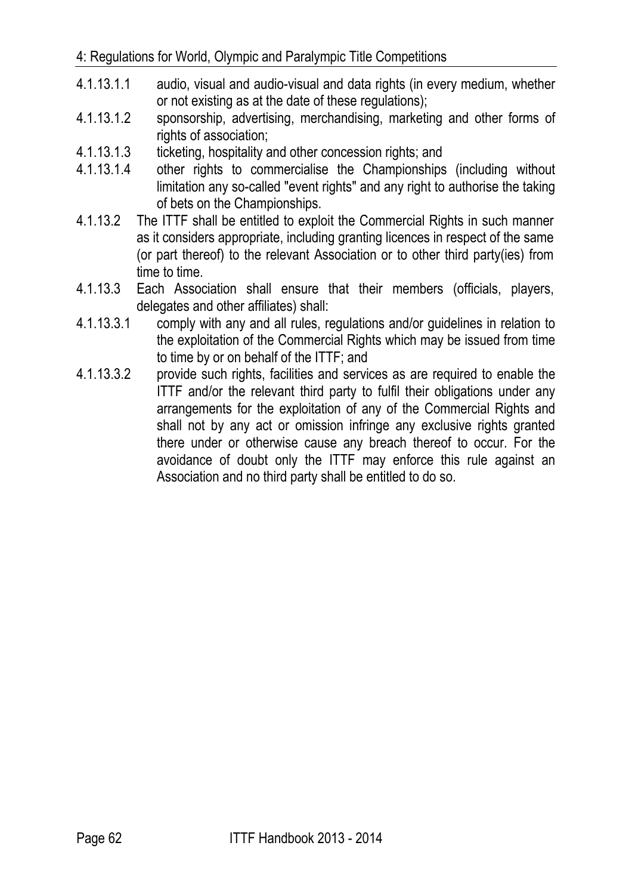4.1.13.1.1 audio, visual and audio-visual and data rights (in every medium, whether or not existing as at the date of these regulations);

4.1.13.1.2 sponsorship, advertising, merchandising, marketing and other forms of rights of association;

4.1.13.1.3 ticketing, hospitality and other concession rights; and

4.1.13.1.4 other rights to commercialise the Championships (including without limitation any so-called "event rights" and any right to authorise the taking of bets on the Championships.

4.1.13.2 The ITTF shall be entitled to exploit the Commercial Rights in such manner as it considers appropriate, including granting licences in respect of the same (or part thereof) to the relevant Association or to other third party(ies) from time to time.

4.1.13.3 Each Association shall ensure that their members (officials, players, delegates and other affiliates) shall:

4.1.13.3.1 comply with any and all rules, regulations and/or guidelines in relation to the exploitation of the Commercial Rights which may be issued from time to time by or on behalf of the ITTF; and

4.1.13.3.2 provide such rights, facilities and services as are required to enable the ITTF and/or the relevant third party to fulfil their obligations under any arrangements for the exploitation of any of the Commercial Rights and shall not by any act or omission infringe any exclusive rights granted there under or otherwise cause any breach thereof to occur. For the avoidance of doubt only the ITTF may enforce this rule against an Association and no third party shall be entitled to do so.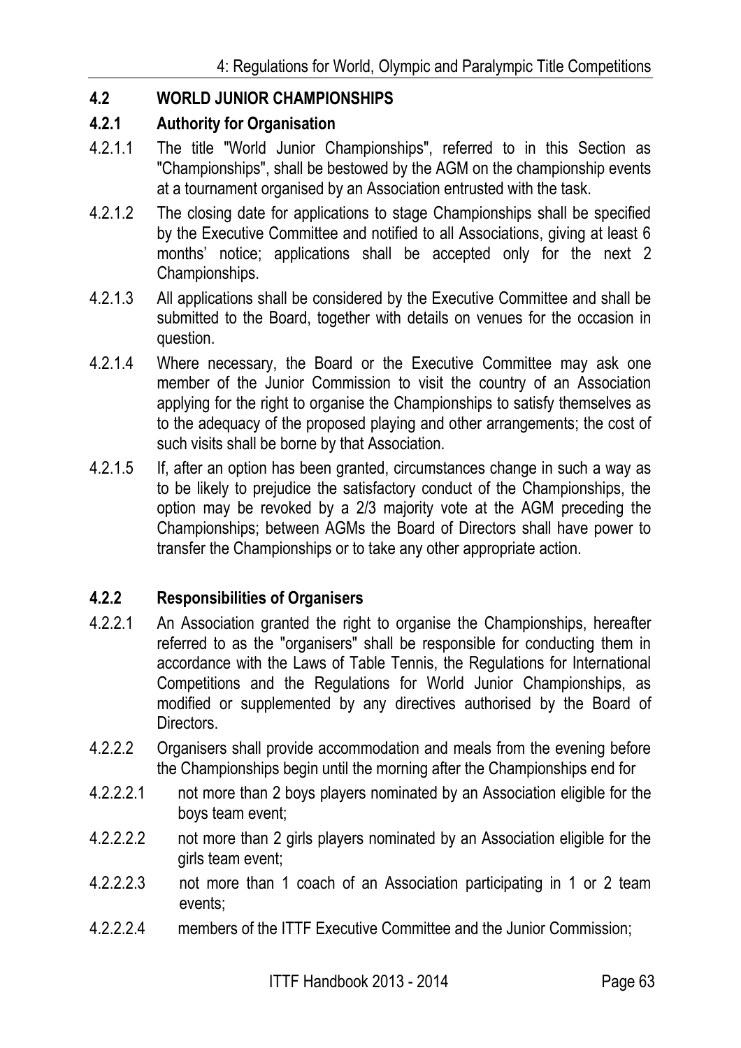## 4.2 WORLD JUNIOR CHAMPIONSHIPS

### 4.2.1 Authority for Organisation

4.2.1.1 The title "World Junior Championships", referred to in this Section as "Championships", shall be bestowed by the AGM on the championship events at a tournament organised by an Association entrusted with the task.

4.2.1.2 The closing date for applications to stage Championships shall be specified by the Executive Committee and notified to all Associations, giving at least 6 months' notice; applications shall be accepted only for the next 2 Championships.

4.2.1.3 All applications shall be considered by the Executive Committee and shall be submitted to the Board, together with details on venues for the occasion in question.

4.2.1.4 Where necessary, the Board or the Executive Committee may ask one member of the Junior Commission to visit the country of an Association applying for the right to organise the Championships to satisfy themselves as to the adequacy of the proposed playing and other arrangements; the cost of such visits shall be borne by that Association.

4.2.1.5 If, after an option has been granted, circumstances change in such a way as to be likely to prejudice the satisfactory conduct of the Championships, the option may be revoked by a 2/3 majority vote at the AGM preceding the Championships; between AGMs the Board of Directors shall have power to transfer the Championships or to take any other appropriate action.

### 4.2.2 Responsibilities of Organisers

4.2.2.1 An Association granted the right to organise the Championships, hereafter referred to as the "organisers" shall be responsible for conducting them in accordance with the Laws of Table Tennis, the Regulations for International Competitions and the Regulations for World Junior Championships, as modified or supplemented by any directives authorised by the Board of Directors.

4.2.2.2 Organisers shall provide accommodation and meals from the evening before the Championships begin until the morning after the Championships end for

4.2.2.2.1 not more than 2 boys players nominated by an Association eligible for the boys team event;

4.2.2.2.2 not more than 2 girls players nominated by an Association eligible for the girls team event;

4.2.2.2.3 not more than 1 coach of an Association participating in 1 or 2 team events;

4.2.2.2.4 members of the ITTF Executive Committee and the Junior Commission;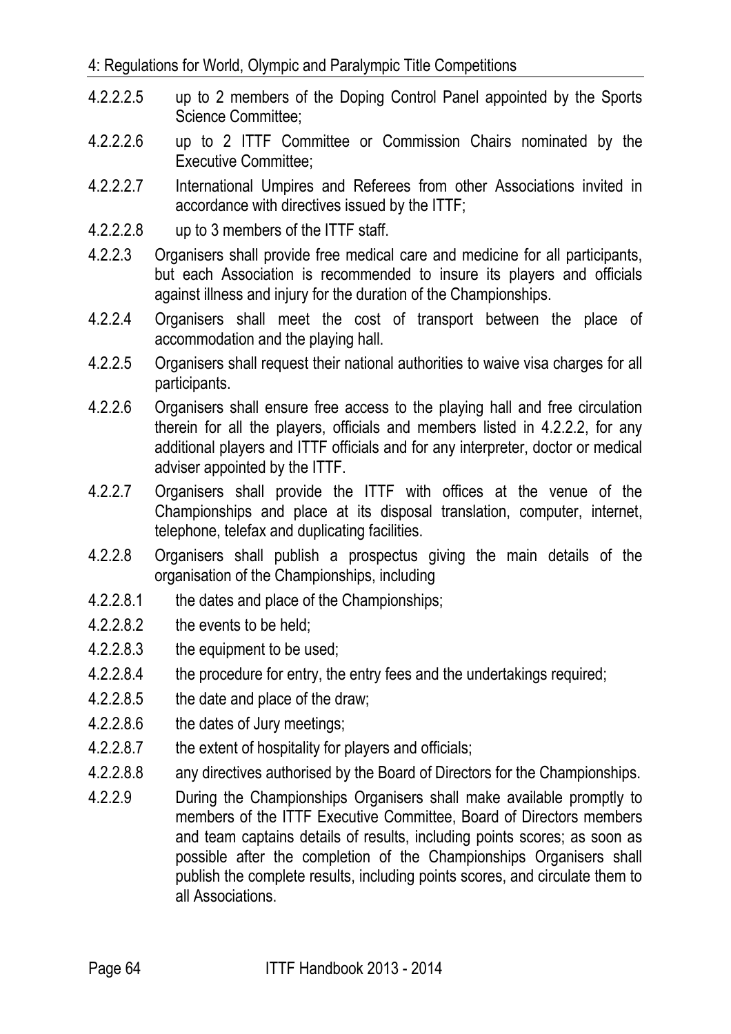4.2.2.2.5 up to 2 members of the Doping Control Panel appointed by the Sports Science Committee;

4.2.2.2.6 up to 2 ITTF Committee or Commission Chairs nominated by the Executive Committee;

4.2.2.2.7 International Umpires and Referees from other Associations invited in accordance with directives issued by the ITTF;

4.2.2.2.8 up to 3 members of the ITTF staff.

4.2.2.3 Organisers shall provide free medical care and medicine for all participants, but each Association is recommended to insure its players and officials against illness and injury for the duration of the Championships.

4.2.2.4 Organisers shall meet the cost of transport between the place of accommodation and the playing hall.

4.2.2.5 Organisers shall request their national authorities to waive visa charges for all participants.

4.2.2.6 Organisers shall ensure free access to the playing hall and free circulation therein for all the players, officials and members listed in 4.2.2.2, for any additional players and ITTF officials and for any interpreter, doctor or medical adviser appointed by the ITTF.

4.2.2.7 Organisers shall provide the ITTF with offices at the venue of the Championships and place at its disposal translation, computer, internet, telephone, telefax and duplicating facilities.

4.2.2.8 Organisers shall publish a prospectus giving the main details of the organisation of the Championships, including

4.2.2.8.1 the dates and place of the Championships;

4.2.2.8.2 the events to be held;

4.2.2.8.3 the equipment to be used;

4.2.2.8.4 the procedure for entry, the entry fees and the undertakings required;

4.2.2.8.5 the date and place of the draw;

4.2.2.8.6 the dates of Jury meetings;

4.2.2.8.7 the extent of hospitality for players and officials;

4.2.2.8.8 any directives authorised by the Board of Directors for the Championships.

4.2.2.9 During the Championships Organisers shall make available promptly to members of the ITTF Executive Committee, Board of Directors members and team captains details of results, including points scores; as soon as possible after the completion of the Championships Organisers shall publish the complete results, including points scores, and circulate them to all Associations.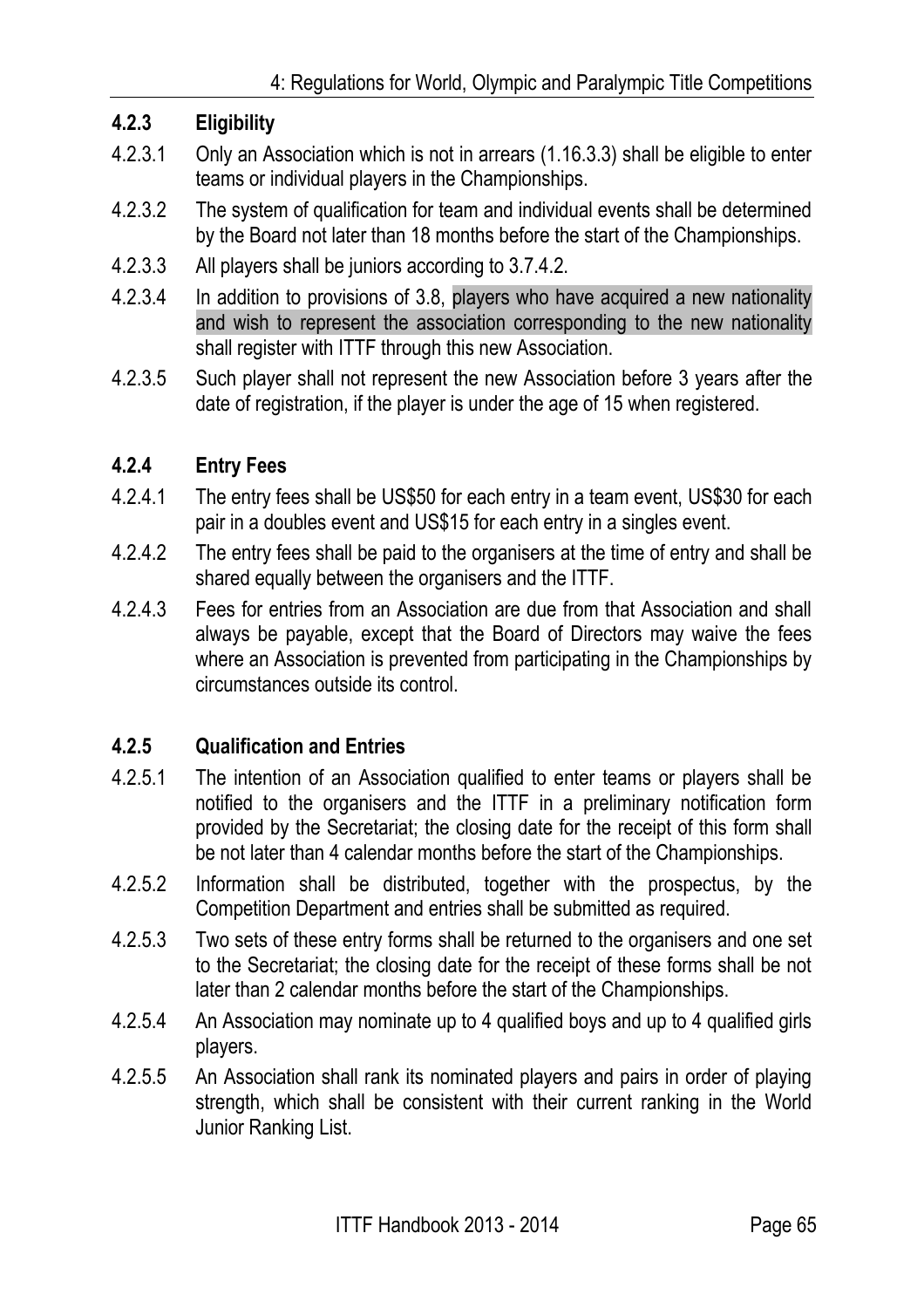#### 4.2.3 Eligibility

4.2.3.1 Only an Association which is not in arrears (1.16.3.3) shall be eligible to enter teams or individual players in the Championships.

4.2.3.2 The system of qualification for team and individual events shall be determined by the Board not later than 18 months before the start of the Championships.

4.2.3.3 All players shall be juniors according to 3.7.4.2.

4.2.3.4 In addition to provisions of 3.8, players who have acquired a new nationality and wish to represent the association corresponding to the new nationality shall register with ITTF through this new Association.

4.2.3.5 Such player shall not represent the new Association before 3 years after the date of registration, if the player is under the age of 15 when registered.

#### 4.2.4 Entry Fees

4.2.4.1 The entry fees shall be US$50 for each entry in a team event, US$30 for each pair in a doubles event and US$15 for each entry in a singles event.

4.2.4.2 The entry fees shall be paid to the organisers at the time of entry and shall be shared equally between the organisers and the ITTF.

4.2.4.3 Fees for entries from an Association are due from that Association and shall always be payable, except that the Board of Directors may waive the fees where an Association is prevented from participating in the Championships by circumstances outside its control.

#### 4.2.5 Qualification and Entries

4.2.5.1 The intention of an Association qualified to enter teams or players shall be notified to the organisers and the ITTF in a preliminary notification form provided by the Secretariat; the closing date for the receipt of this form shall be not later than 4 calendar months before the start of the Championships.

4.2.5.2 Information shall be distributed, together with the prospectus, by the Competition Department and entries shall be submitted as required.

4.2.5.3 Two sets of these entry forms shall be returned to the organisers and one set to the Secretariat; the closing date for the receipt of these forms shall be not later than 2 calendar months before the start of the Championships.

4.2.5.4 An Association may nominate up to 4 qualified boys and up to 4 qualified girls players.

4.2.5.5 An Association shall rank its nominated players and pairs in order of playing strength, which shall be consistent with their current ranking in the World Junior Ranking List.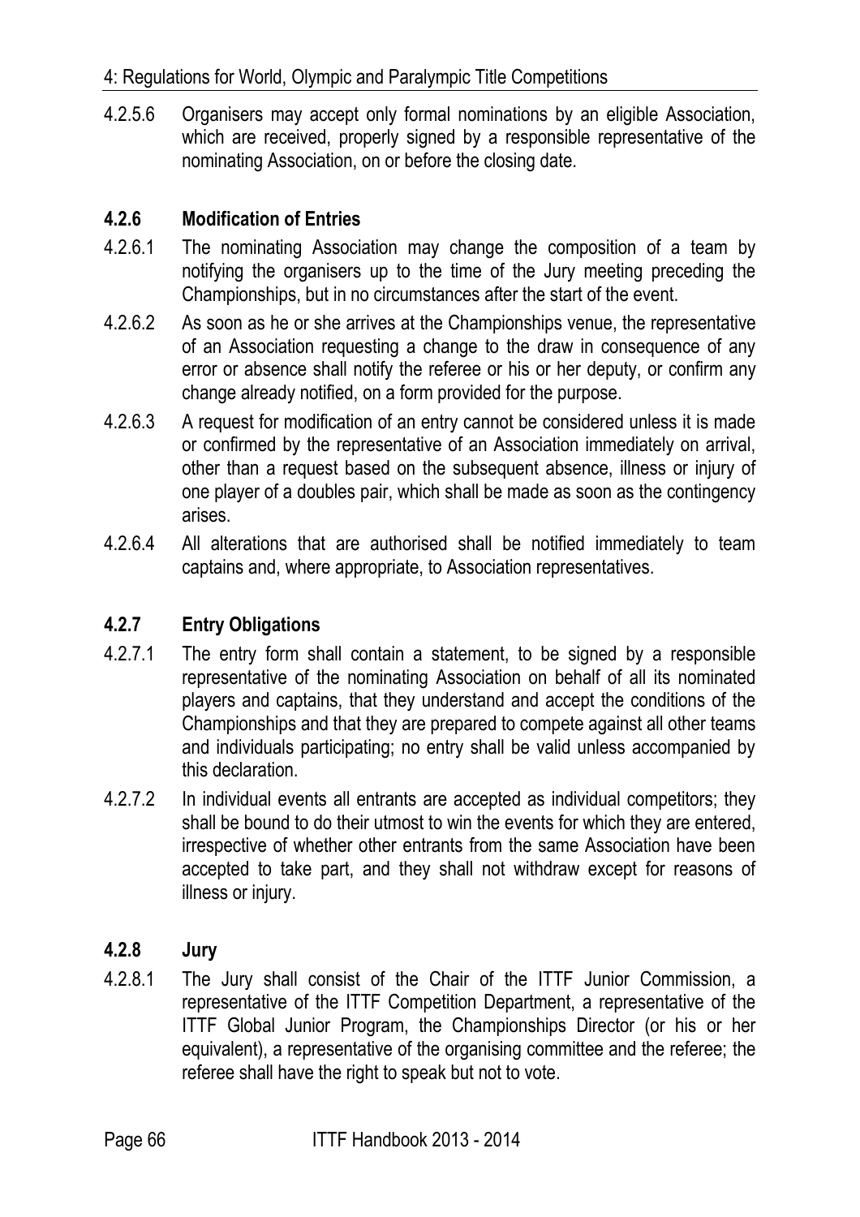4.2.5.6 Organisers may accept only formal nominations by an eligible Association, which are received, properly signed by a responsible representative of the nominating Association, on or before the closing date.

### 4.2.6 Modification of Entries

4.2.6.1 The nominating Association may change the composition of a team by notifying the organisers up to the time of the Jury meeting preceding the Championships, but in no circumstances after the start of the event.

4.2.6.2 As soon as he or she arrives at the Championships venue, the representative of an Association requesting a change to the draw in consequence of any error or absence shall notify the referee or his or her deputy, or confirm any change already notified, on a form provided for the purpose.

4.2.6.3 A request for modification of an entry cannot be considered unless it is made or confirmed by the representative of an Association immediately on arrival, other than a request based on the subsequent absence, illness or injury of one player of a doubles pair, which shall be made as soon as the contingency arises.

4.2.6.4 All alterations that are authorised shall be notified immediately to team captains and, where appropriate, to Association representatives.

### 4.2.7 Entry Obligations

4.2.7.1 The entry form shall contain a statement, to be signed by a responsible representative of the nominating Association on behalf of all its nominated players and captains, that they understand and accept the conditions of the Championships and that they are prepared to compete against all other teams and individuals participating; no entry shall be valid unless accompanied by this declaration.

4.2.7.2 In individual events all entrants are accepted as individual competitors; they shall be bound to do their utmost to win the events for which they are entered, irrespective of whether other entrants from the same Association have been accepted to take part, and they shall not withdraw except for reasons of illness or injury.

### 4.2.8 Jury

4.2.8.1 The Jury shall consist of the Chair of the ITTF Junior Commission, a representative of the ITTF Competition Department, a representative of the ITTF Global Junior Program, the Championships Director (or his or her equivalent), a representative of the organising committee and the referee; the referee shall have the right to speak but not to vote.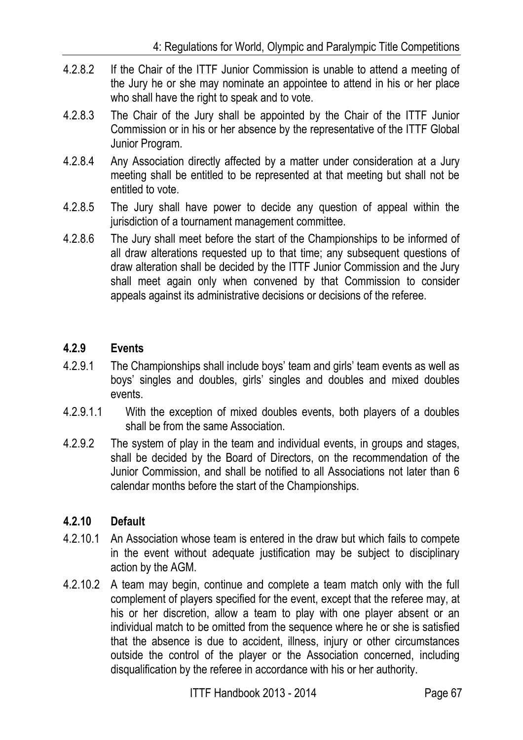4.2.8.2 If the Chair of the ITTF Junior Commission is unable to attend a meeting of the Jury he or she may nominate an appointee to attend in his or her place who shall have the right to speak and to vote.

4.2.8.3 The Chair of the Jury shall be appointed by the Chair of the ITTF Junior Commission or in his or her absence by the representative of the ITTF Global Junior Program.

4.2.8.4 Any Association directly affected by a matter under consideration at a Jury meeting shall be entitled to be represented at that meeting but shall not be entitled to vote.

4.2.8.5 The Jury shall have power to decide any question of appeal within the jurisdiction of a tournament management committee.

4.2.8.6 The Jury shall meet before the start of the Championships to be informed of all draw alterations requested up to that time; any subsequent questions of draw alteration shall be decided by the ITTF Junior Commission and the Jury shall meet again only when convened by that Commission to consider appeals against its administrative decisions or decisions of the referee.

### 4.2.9 Events

4.2.9.1 The Championships shall include boys' team and girls' team events as well as boys' singles and doubles, girls' singles and doubles and mixed doubles events.

4.2.9.1.1 With the exception of mixed doubles events, both players of a doubles shall be from the same Association.

4.2.9.2 The system of play in the team and individual events, in groups and stages, shall be decided by the Board of Directors, on the recommendation of the Junior Commission, and shall be notified to all Associations not later than 6 calendar months before the start of the Championships.

### 4.2.10 Default

4.2.10.1 An Association whose team is entered in the draw but which fails to compete in the event without adequate justification may be subject to disciplinary action by the AGM.

4.2.10.2 A team may begin, continue and complete a team match only with the full complement of players specified for the event, except that the referee may, at his or her discretion, allow a team to play with one player absent or an individual match to be omitted from the sequence where he or she is satisfied that the absence is due to accident, illness, injury or other circumstances outside the control of the player or the Association concerned, including disqualification by the referee in accordance with his or her authority.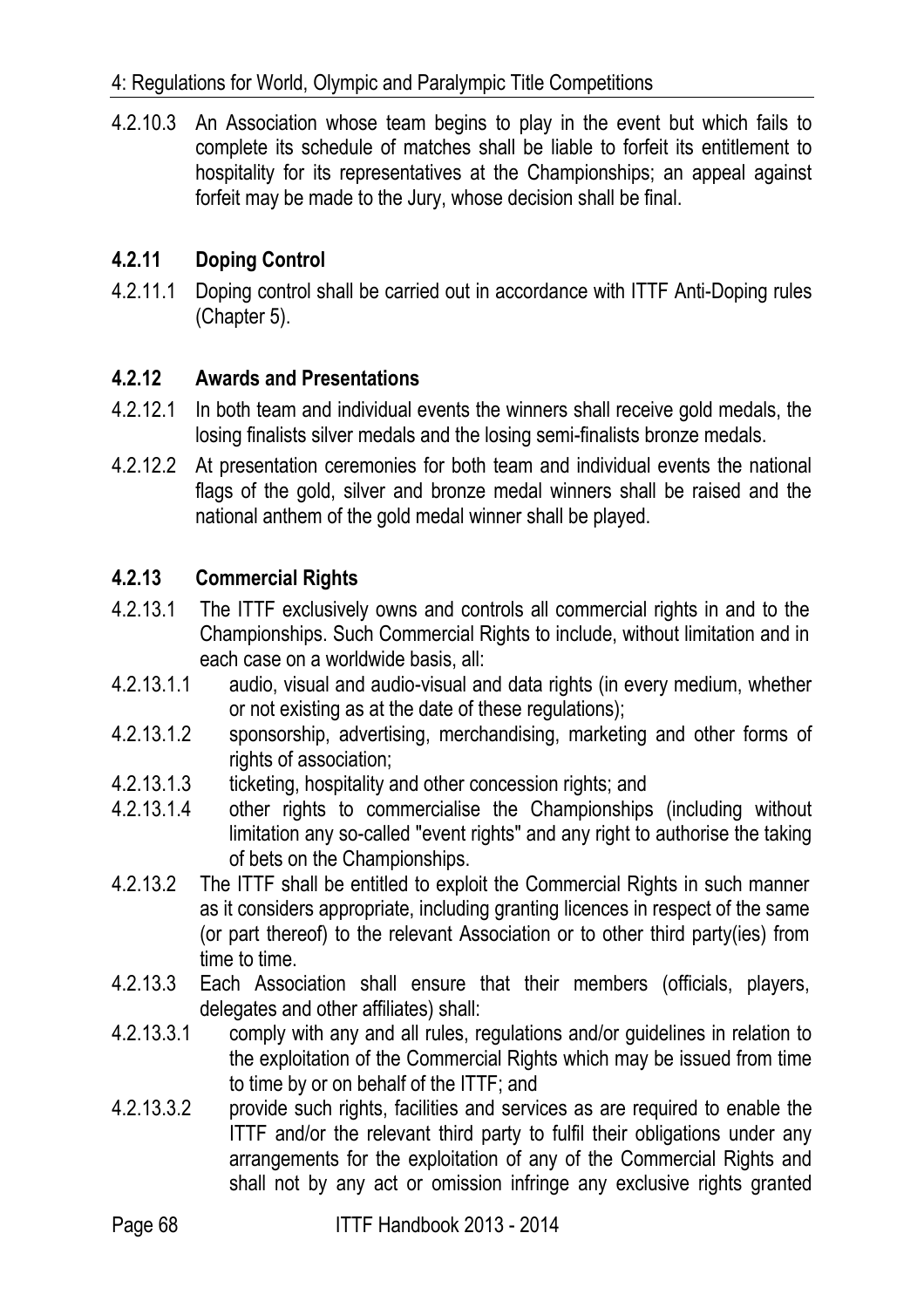4.2.10.3 An Association whose team begins to play in the event but which fails to complete its schedule of matches shall be liable to forfeit its entitlement to hospitality for its representatives at the Championships; an appeal against forfeit may be made to the Jury, whose decision shall be final.

### 4.2.11 Doping Control

4.2.11.1 Doping control shall be carried out in accordance with ITTF Anti-Doping rules (Chapter 5).

### 4.2.12 Awards and Presentations

4.2.12.1 In both team and individual events the winners shall receive gold medals, the losing finalists silver medals and the losing semi-finalists bronze medals.

4.2.12.2 At presentation ceremonies for both team and individual events the national flags of the gold, silver and bronze medal winners shall be raised and the national anthem of the gold medal winner shall be played.

### 4.2.13 Commercial Rights

4.2.13.1 The ITTF exclusively owns and controls all commercial rights in and to the Championships. Such Commercial Rights to include, without limitation and in each case on a worldwide basis, all:

4.2.13.1.1 audio, visual and audio-visual and data rights (in every medium, whether or not existing as at the date of these regulations);

4.2.13.1.2 sponsorship, advertising, merchandising, marketing and other forms of rights of association;

4.2.13.1.3 ticketing, hospitality and other concession rights; and

4.2.13.1.4 other rights to commercialise the Championships (including without limitation any so-called "event rights" and any right to authorise the taking of bets on the Championships.

4.2.13.2 The ITTF shall be entitled to exploit the Commercial Rights in such manner as it considers appropriate, including granting licences in respect of the same (or part thereof) to the relevant Association or to other third party(ies) from time to time.

4.2.13.3 Each Association shall ensure that their members (officials, players, delegates and other affiliates) shall:

4.2.13.3.1 comply with any and all rules, regulations and/or guidelines in relation to the exploitation of the Commercial Rights which may be issued from time to time by or on behalf of the ITTF; and

4.2.13.3.2 provide such rights, facilities and services as are required to enable the ITTF and/or the relevant third party to fulfil their obligations under any arrangements for the exploitation of any of the Commercial Rights and shall not by any act or omission infringe any exclusive rights granted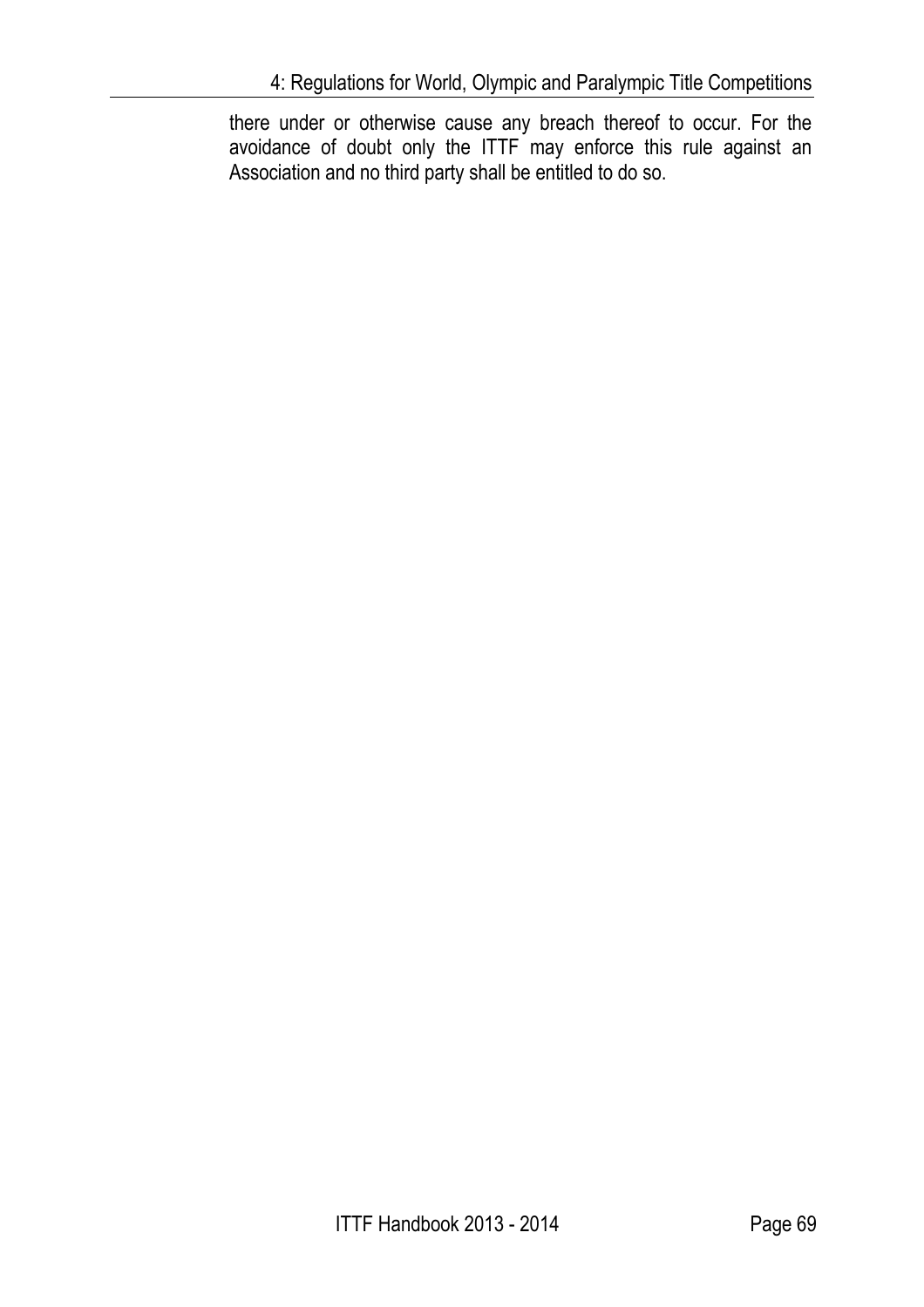there under or otherwise cause any breach thereof to occur. For the avoidance of doubt only the ITTF may enforce this rule against an Association and no third party shall be entitled to do so.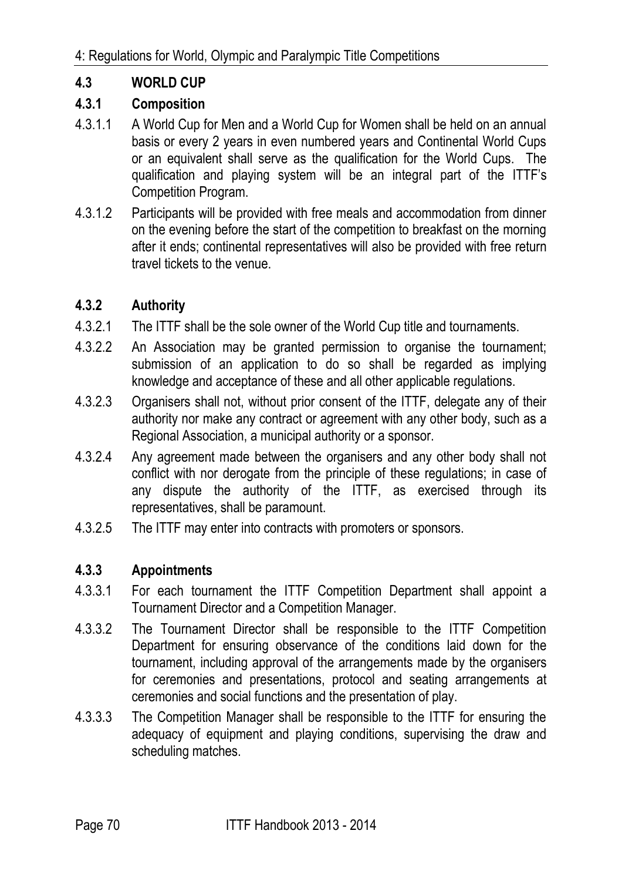## 4.3 WORLD CUP

### 4.3.1 Composition

4.3.1.1 A World Cup for Men and a World Cup for Women shall be held on an annual basis or every 2 years in even numbered years and Continental World Cups or an equivalent shall serve as the qualification for the World Cups. The qualification and playing system will be an integral part of the ITTF's Competition Program.

4.3.1.2 Participants will be provided with free meals and accommodation from dinner on the evening before the start of the competition to breakfast on the morning after it ends; continental representatives will also be provided with free return travel tickets to the venue.

### 4.3.2 Authority

4.3.2.1 The ITTF shall be the sole owner of the World Cup title and tournaments.

4.3.2.2 An Association may be granted permission to organise the tournament; submission of an application to do so shall be regarded as implying knowledge and acceptance of these and all other applicable regulations.

4.3.2.3 Organisers shall not, without prior consent of the ITTF, delegate any of their authority nor make any contract or agreement with any other body, such as a Regional Association, a municipal authority or a sponsor.

4.3.2.4 Any agreement made between the organisers and any other body shall not conflict with nor derogate from the principle of these regulations; in case of any dispute the authority of the ITTF, as exercised through its representatives, shall be paramount.

4.3.2.5 The ITTF may enter into contracts with promoters or sponsors.

### 4.3.3 Appointments

4.3.3.1 For each tournament the ITTF Competition Department shall appoint a Tournament Director and a Competition Manager.

4.3.3.2 The Tournament Director shall be responsible to the ITTF Competition Department for ensuring observance of the conditions laid down for the tournament, including approval of the arrangements made by the organisers for ceremonies and presentations, protocol and seating arrangements at ceremonies and social functions and the presentation of play.

4.3.3.3 The Competition Manager shall be responsible to the ITTF for ensuring the adequacy of equipment and playing conditions, supervising the draw and scheduling matches.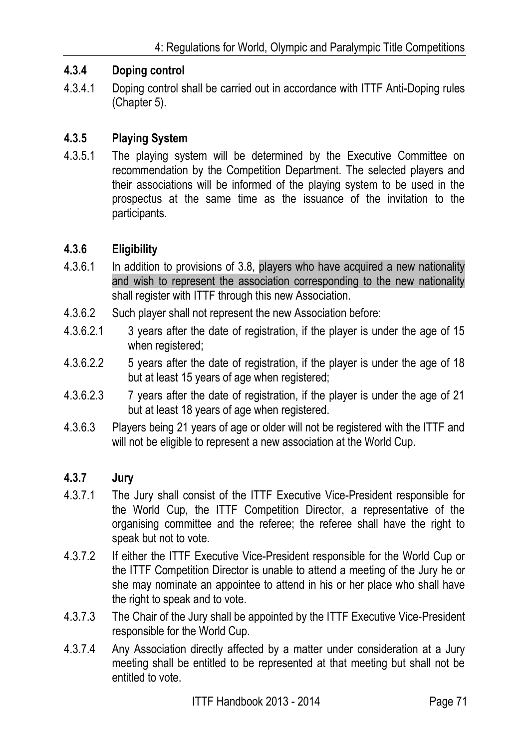#### 4.3.4 Doping control

4.3.4.1 Doping control shall be carried out in accordance with ITTF Anti-Doping rules (Chapter 5).

#### 4.3.5 Playing System

4.3.5.1 The playing system will be determined by the Executive Committee on recommendation by the Competition Department. The selected players and their associations will be informed of the playing system to be used in the prospectus at the same time as the issuance of the invitation to the participants.

#### 4.3.6 Eligibility

4.3.6.1 In addition to provisions of 3.8, players who have acquired a new nationality and wish to represent the association corresponding to the new nationality shall register with ITTF through this new Association.

4.3.6.2 Such player shall not represent the new Association before:

4.3.6.2.1 3 years after the date of registration, if the player is under the age of 15 when registered;

4.3.6.2.2 5 years after the date of registration, if the player is under the age of 18 but at least 15 years of age when registered;

4.3.6.2.3 7 years after the date of registration, if the player is under the age of 21 but at least 18 years of age when registered.

4.3.6.3 Players being 21 years of age or older will not be registered with the ITTF and will not be eligible to represent a new association at the World Cup.

#### 4.3.7 Jury

4.3.7.1 The Jury shall consist of the ITTF Executive Vice-President responsible for the World Cup, the ITTF Competition Director, a representative of the organising committee and the referee; the referee shall have the right to speak but not to vote.

4.3.7.2 If either the ITTF Executive Vice-President responsible for the World Cup or the ITTF Competition Director is unable to attend a meeting of the Jury he or she may nominate an appointee to attend in his or her place who shall have the right to speak and to vote.

4.3.7.3 The Chair of the Jury shall be appointed by the ITTF Executive Vice-President responsible for the World Cup.

4.3.7.4 Any Association directly affected by a matter under consideration at a Jury meeting shall be entitled to be represented at that meeting but shall not be entitled to vote.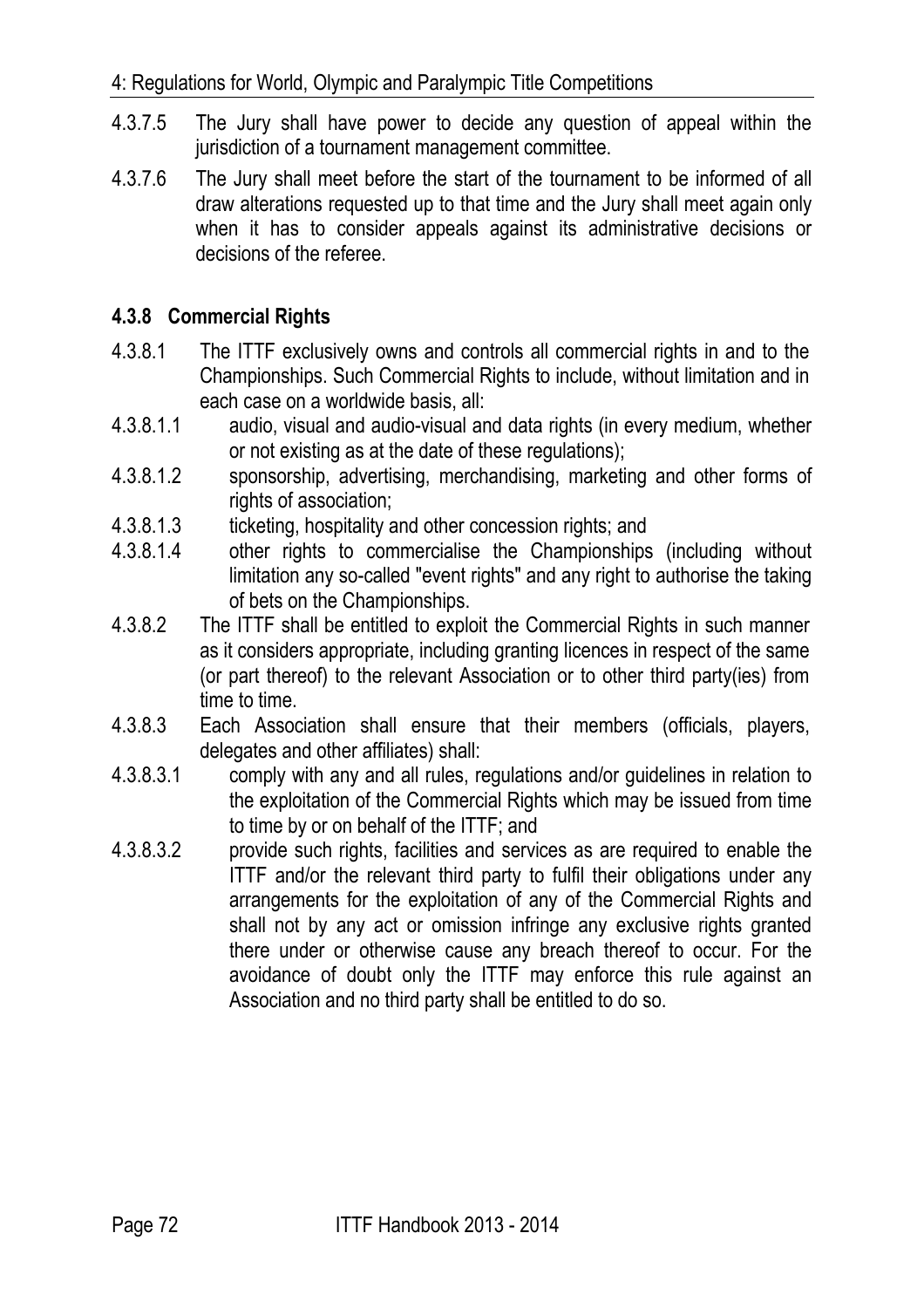4.3.7.5 The Jury shall have power to decide any question of appeal within the jurisdiction of a tournament management committee.

4.3.7.6 The Jury shall meet before the start of the tournament to be informed of all draw alterations requested up to that time and the Jury shall meet again only when it has to consider appeals against its administrative decisions or decisions of the referee.

### 4.3.8 Commercial Rights

4.3.8.1 The ITTF exclusively owns and controls all commercial rights in and to the Championships. Such Commercial Rights to include, without limitation and in each case on a worldwide basis, all:

4.3.8.1.1 audio, visual and audio-visual and data rights (in every medium, whether or not existing as at the date of these regulations);

4.3.8.1.2 sponsorship, advertising, merchandising, marketing and other forms of rights of association;

4.3.8.1.3 ticketing, hospitality and other concession rights; and

4.3.8.1.4 other rights to commercialise the Championships (including without limitation any so-called "event rights" and any right to authorise the taking of bets on the Championships.

4.3.8.2 The ITTF shall be entitled to exploit the Commercial Rights in such manner as it considers appropriate, including granting licences in respect of the same (or part thereof) to the relevant Association or to other third party(ies) from time to time.

4.3.8.3 Each Association shall ensure that their members (officials, players, delegates and other affiliates) shall:

4.3.8.3.1 comply with any and all rules, regulations and/or guidelines in relation to the exploitation of the Commercial Rights which may be issued from time to time by or on behalf of the ITTF; and

4.3.8.3.2 provide such rights, facilities and services as are required to enable the ITTF and/or the relevant third party to fulfil their obligations under any arrangements for the exploitation of any of the Commercial Rights and shall not by any act or omission infringe any exclusive rights granted there under or otherwise cause any breach thereof to occur. For the avoidance of doubt only the ITTF may enforce this rule against an Association and no third party shall be entitled to do so.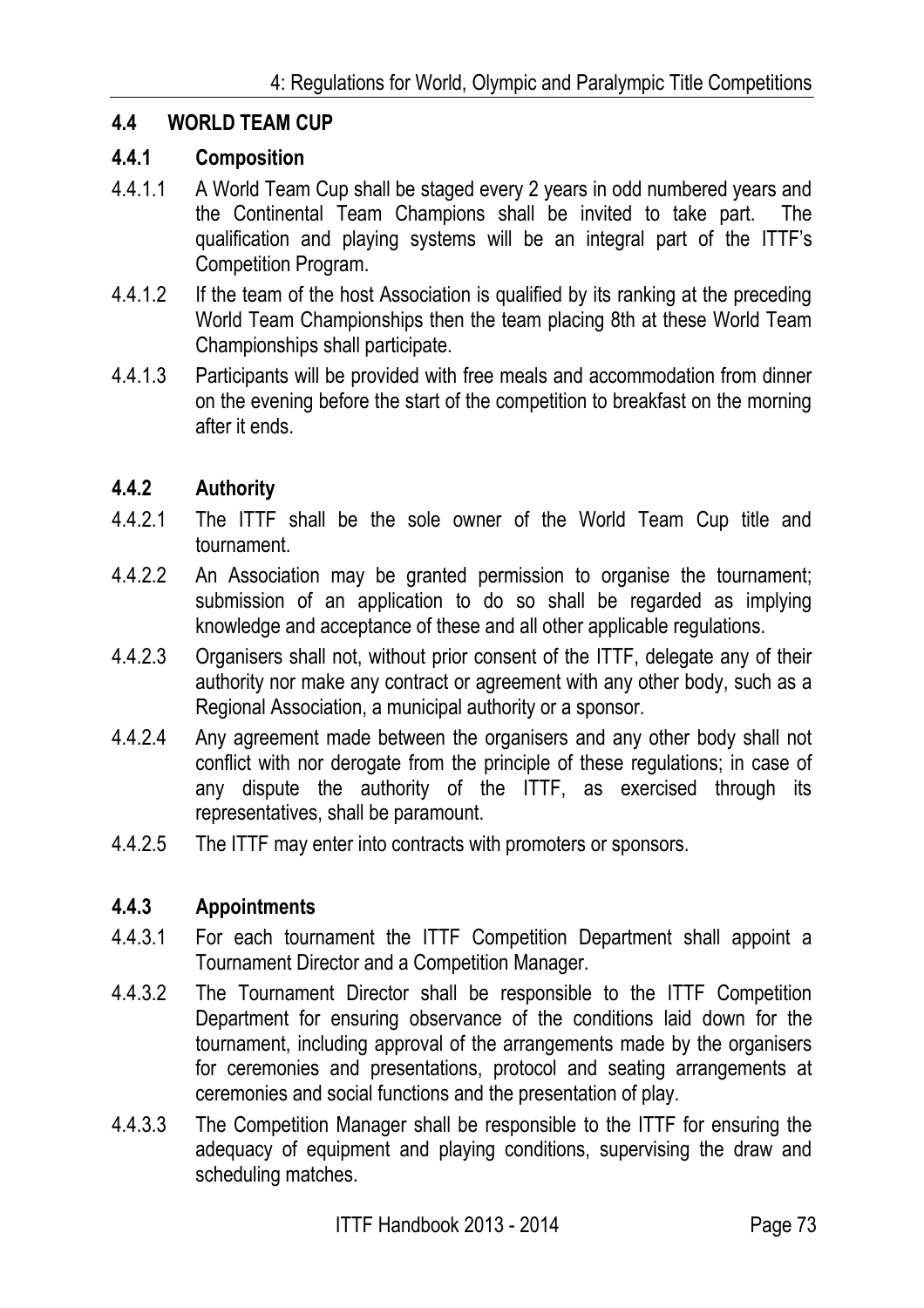## 4.4 WORLD TEAM CUP

### 4.4.1 Composition

4.4.1.1 A World Team Cup shall be staged every 2 years in odd numbered years and the Continental Team Champions shall be invited to take part. The qualification and playing systems will be an integral part of the ITTF's Competition Program.

4.4.1.2 If the team of the host Association is qualified by its ranking at the preceding World Team Championships then the team placing 8th at these World Team Championships shall participate.

4.4.1.3 Participants will be provided with free meals and accommodation from dinner on the evening before the start of the competition to breakfast on the morning after it ends.

### 4.4.2 Authority

4.4.2.1 The ITTF shall be the sole owner of the World Team Cup title and tournament.

4.4.2.2 An Association may be granted permission to organise the tournament; submission of an application to do so shall be regarded as implying knowledge and acceptance of these and all other applicable regulations.

4.4.2.3 Organisers shall not, without prior consent of the ITTF, delegate any of their authority nor make any contract or agreement with any other body, such as a Regional Association, a municipal authority or a sponsor.

4.4.2.4 Any agreement made between the organisers and any other body shall not conflict with nor derogate from the principle of these regulations; in case of any dispute the authority of the ITTF, as exercised through its representatives, shall be paramount.

4.4.2.5 The ITTF may enter into contracts with promoters or sponsors.

### 4.4.3 Appointments

4.4.3.1 For each tournament the ITTF Competition Department shall appoint a Tournament Director and a Competition Manager.

4.4.3.2 The Tournament Director shall be responsible to the ITTF Competition Department for ensuring observance of the conditions laid down for the tournament, including approval of the arrangements made by the organisers for ceremonies and presentations, protocol and seating arrangements at ceremonies and social functions and the presentation of play.

4.4.3.3 The Competition Manager shall be responsible to the ITTF for ensuring the adequacy of equipment and playing conditions, supervising the draw and scheduling matches.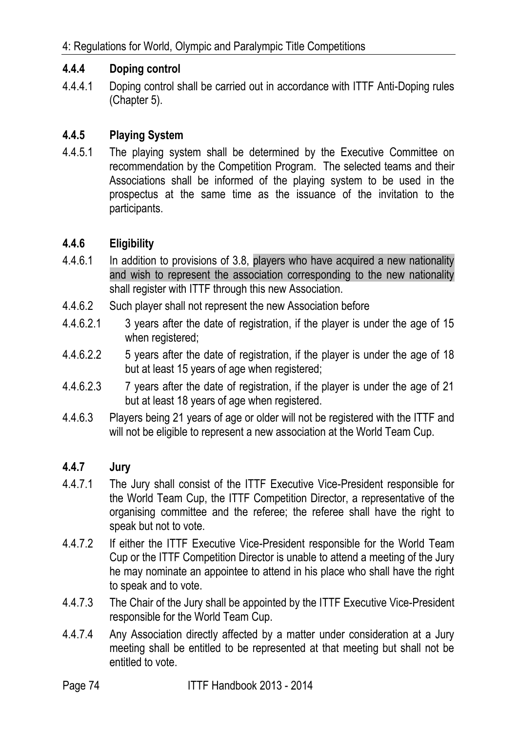#### 4.4.4 Doping control

4.4.4.1 Doping control shall be carried out in accordance with ITTF Anti-Doping rules (Chapter 5).

#### 4.4.5 Playing System

4.4.5.1 The playing system shall be determined by the Executive Committee on recommendation by the Competition Program. The selected teams and their Associations shall be informed of the playing system to be used in the prospectus at the same time as the issuance of the invitation to the participants.

#### 4.4.6 Eligibility

4.4.6.1 In addition to provisions of 3.8, players who have acquired a new nationality and wish to represent the association corresponding to the new nationality shall register with ITTF through this new Association.

4.4.6.2 Such player shall not represent the new Association before

4.4.6.2.1 3 years after the date of registration, if the player is under the age of 15 when registered;

4.4.6.2.2 5 years after the date of registration, if the player is under the age of 18 but at least 15 years of age when registered;

4.4.6.2.3 7 years after the date of registration, if the player is under the age of 21 but at least 18 years of age when registered.

4.4.6.3 Players being 21 years of age or older will not be registered with the ITTF and will not be eligible to represent a new association at the World Team Cup.

#### 4.4.7 Jury

4.4.7.1 The Jury shall consist of the ITTF Executive Vice-President responsible for the World Team Cup, the ITTF Competition Director, a representative of the organising committee and the referee; the referee shall have the right to speak but not to vote.

4.4.7.2 If either the ITTF Executive Vice-President responsible for the World Team Cup or the ITTF Competition Director is unable to attend a meeting of the Jury he may nominate an appointee to attend in his place who shall have the right to speak and to vote.

4.4.7.3 The Chair of the Jury shall be appointed by the ITTF Executive Vice-President responsible for the World Team Cup.

4.4.7.4 Any Association directly affected by a matter under consideration at a Jury meeting shall be entitled to be represented at that meeting but shall not be entitled to vote.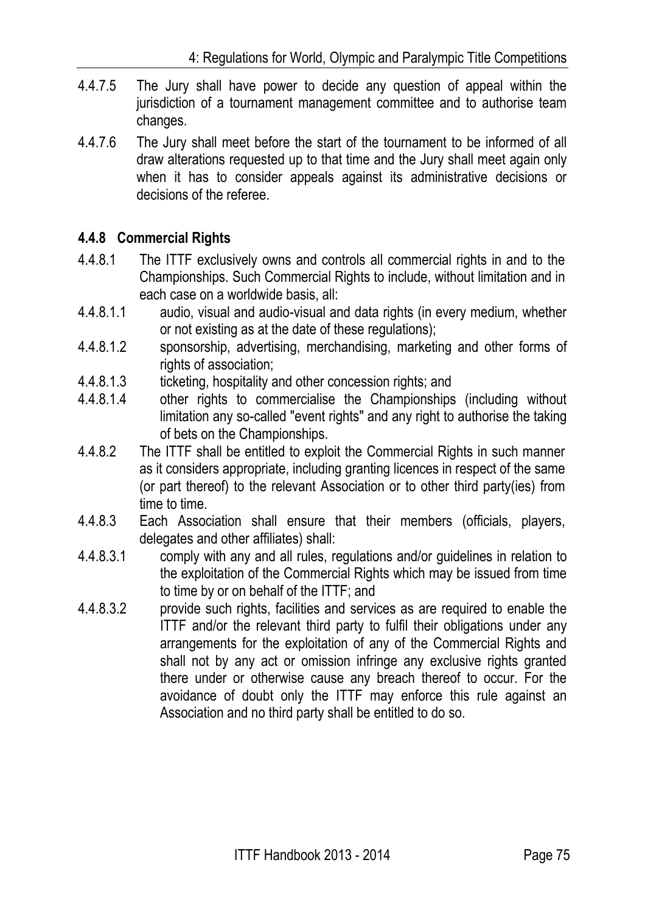4.4.7.5 The Jury shall have power to decide any question of appeal within the jurisdiction of a tournament management committee and to authorise team changes.

4.4.7.6 The Jury shall meet before the start of the tournament to be informed of all draw alterations requested up to that time and the Jury shall meet again only when it has to consider appeals against its administrative decisions or decisions of the referee.

### 4.4.8 Commercial Rights

4.4.8.1 The ITTF exclusively owns and controls all commercial rights in and to the Championships. Such Commercial Rights to include, without limitation and in each case on a worldwide basis, all:

4.4.8.1.1 audio, visual and audio-visual and data rights (in every medium, whether or not existing as at the date of these regulations);

4.4.8.1.2 sponsorship, advertising, merchandising, marketing and other forms of rights of association;

4.4.8.1.3 ticketing, hospitality and other concession rights; and

4.4.8.1.4 other rights to commercialise the Championships (including without limitation any so-called "event rights" and any right to authorise the taking of bets on the Championships.

4.4.8.2 The ITTF shall be entitled to exploit the Commercial Rights in such manner as it considers appropriate, including granting licences in respect of the same (or part thereof) to the relevant Association or to other third party(ies) from time to time.

4.4.8.3 Each Association shall ensure that their members (officials, players, delegates and other affiliates) shall:

4.4.8.3.1 comply with any and all rules, regulations and/or guidelines in relation to the exploitation of the Commercial Rights which may be issued from time to time by or on behalf of the ITTF; and

4.4.8.3.2 provide such rights, facilities and services as are required to enable the ITTF and/or the relevant third party to fulfil their obligations under any arrangements for the exploitation of any of the Commercial Rights and shall not by any act or omission infringe any exclusive rights granted there under or otherwise cause any breach thereof to occur. For the avoidance of doubt only the ITTF may enforce this rule against an Association and no third party shall be entitled to do so.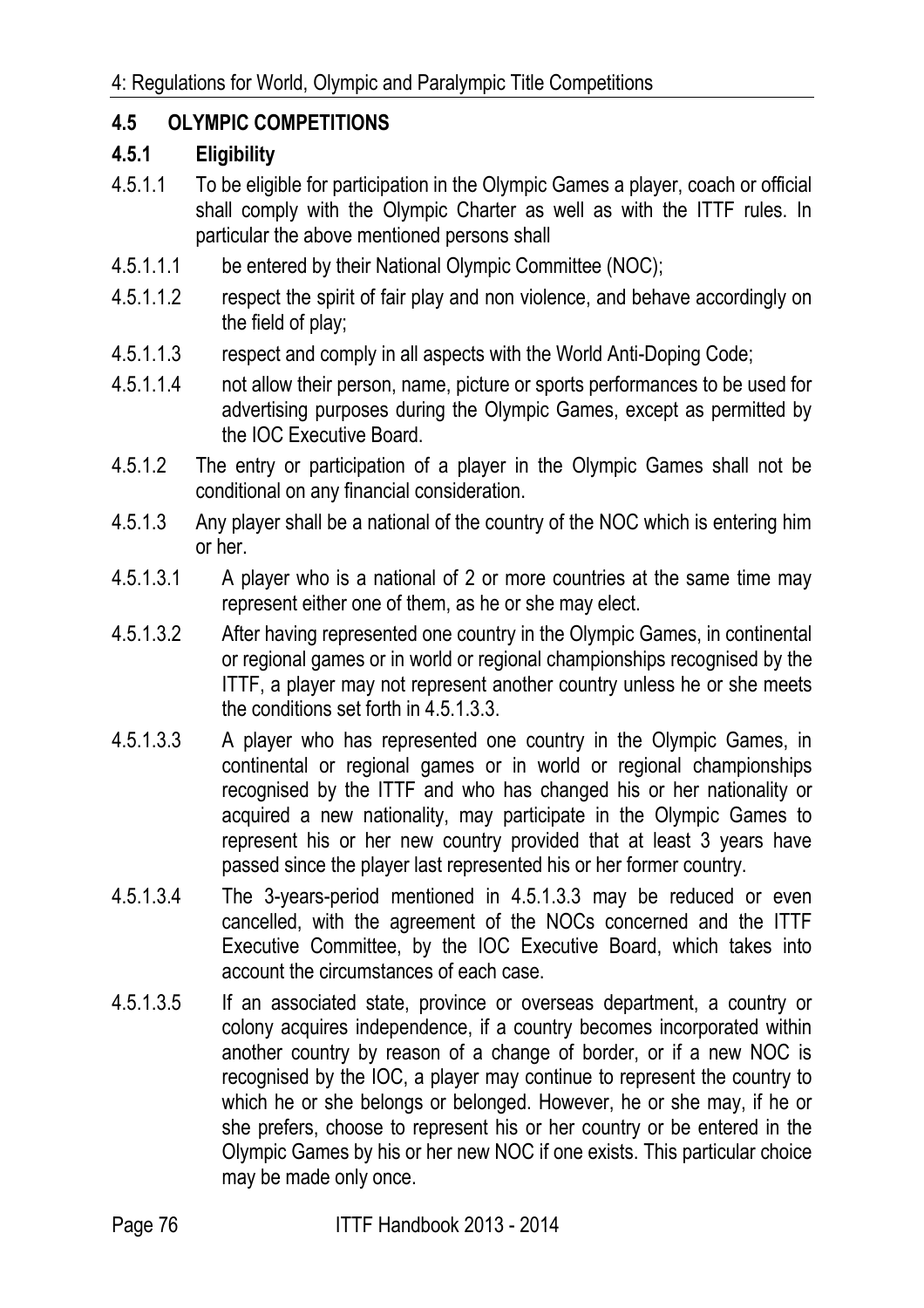## 4.5 OLYMPIC COMPETITIONS

### 4.5.1 Eligibility

4.5.1.1 To be eligible for participation in the Olympic Games a player, coach or official shall comply with the Olympic Charter as well as with the ITTF rules. In particular the above mentioned persons shall

4.5.1.1.1 be entered by their National Olympic Committee (NOC);

4.5.1.1.2 respect the spirit of fair play and non violence, and behave accordingly on the field of play;

4.5.1.1.3 respect and comply in all aspects with the World Anti-Doping Code;

4.5.1.1.4 not allow their person, name, picture or sports performances to be used for advertising purposes during the Olympic Games, except as permitted by the IOC Executive Board.

4.5.1.2 The entry or participation of a player in the Olympic Games shall not be conditional on any financial consideration.

4.5.1.3 Any player shall be a national of the country of the NOC which is entering him or her.

4.5.1.3.1 A player who is a national of 2 or more countries at the same time may represent either one of them, as he or she may elect.

4.5.1.3.2 After having represented one country in the Olympic Games, in continental or regional games or in world or regional championships recognised by the ITTF, a player may not represent another country unless he or she meets the conditions set forth in 4.5.1.3.3.

4.5.1.3.3 A player who has represented one country in the Olympic Games, in continental or regional games or in world or regional championships recognised by the ITTF and who has changed his or her nationality or acquired a new nationality, may participate in the Olympic Games to represent his or her new country provided that at least 3 years have passed since the player last represented his or her former country.

4.5.1.3.4 The 3-years-period mentioned in 4.5.1.3.3 may be reduced or even cancelled, with the agreement of the NOCs concerned and the ITTF Executive Committee, by the IOC Executive Board, which takes into account the circumstances of each case.

4.5.1.3.5 If an associated state, province or overseas department, a country or colony acquires independence, if a country becomes incorporated within another country by reason of a change of border, or if a new NOC is recognised by the IOC, a player may continue to represent the country to which he or she belongs or belonged. However, he or she may, if he or she prefers, choose to represent his or her country or be entered in the Olympic Games by his or her new NOC if one exists. This particular choice may be made only once.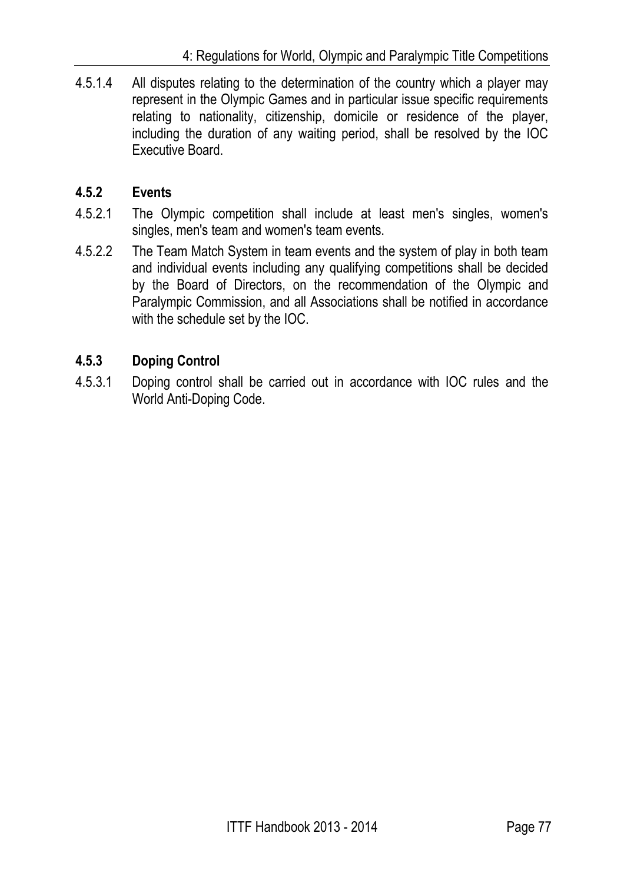4.5.1.4 All disputes relating to the determination of the country which a player may represent in the Olympic Games and in particular issue specific requirements relating to nationality, citizenship, domicile or residence of the player, including the duration of any waiting period, shall be resolved by the IOC Executive Board.

### 4.5.2 Events

4.5.2.1 The Olympic competition shall include at least men's singles, women's singles, men's team and women's team events.

4.5.2.2 The Team Match System in team events and the system of play in both team and individual events including any qualifying competitions shall be decided by the Board of Directors, on the recommendation of the Olympic and Paralympic Commission, and all Associations shall be notified in accordance with the schedule set by the IOC.

### 4.5.3 Doping Control

4.5.3.1 Doping control shall be carried out in accordance with IOC rules and the World Anti-Doping Code.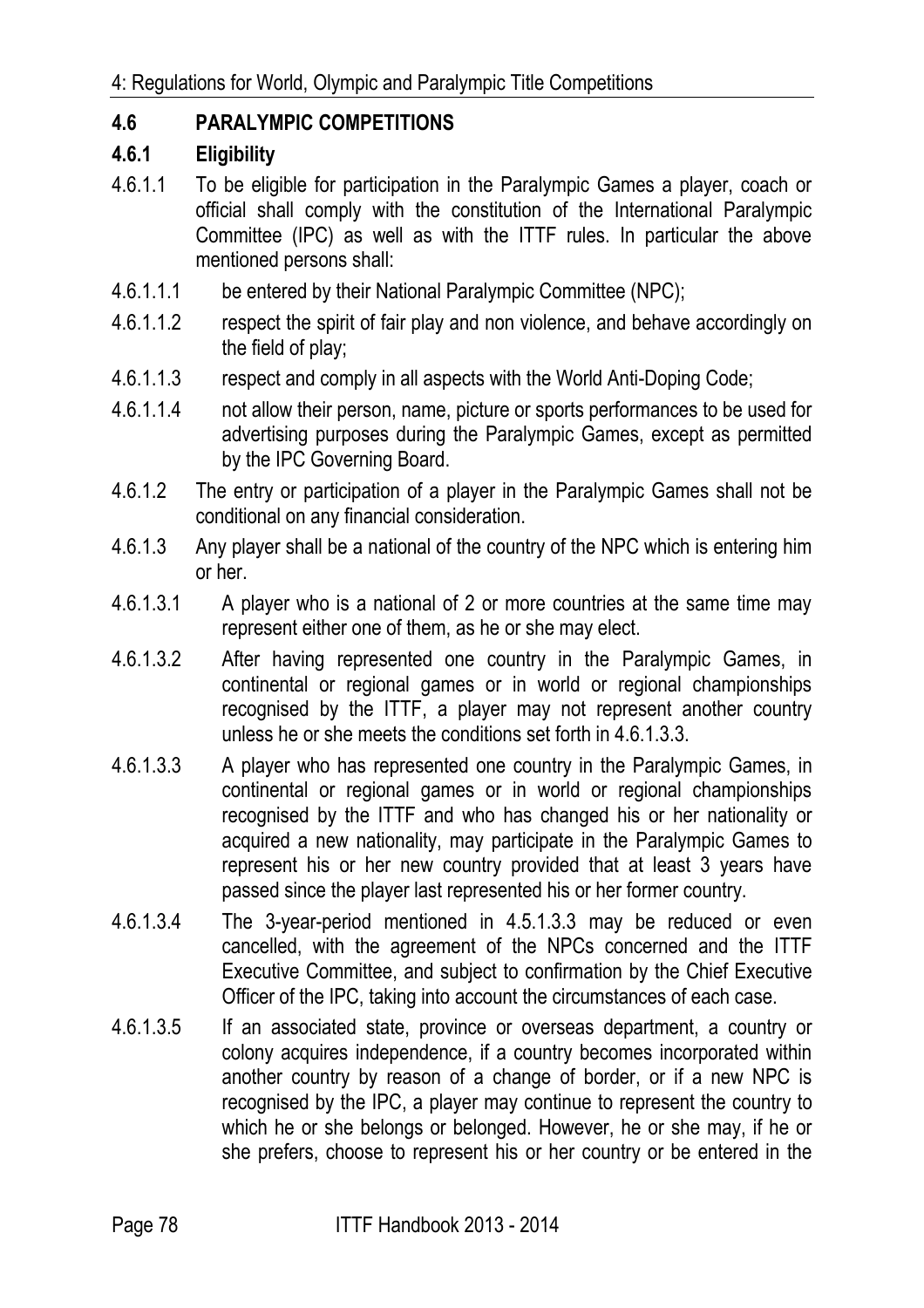## 4.6 PARALYMPIC COMPETITIONS

### 4.6.1 Eligibility

4.6.1.1 To be eligible for participation in the Paralympic Games a player, coach or official shall comply with the constitution of the International Paralympic Committee (IPC) as well as with the ITTF rules. In particular the above mentioned persons shall:

4.6.1.1.1 be entered by their National Paralympic Committee (NPC);

4.6.1.1.2 respect the spirit of fair play and non violence, and behave accordingly on the field of play;

4.6.1.1.3 respect and comply in all aspects with the World Anti-Doping Code;

4.6.1.1.4 not allow their person, name, picture or sports performances to be used for advertising purposes during the Paralympic Games, except as permitted by the IPC Governing Board.

4.6.1.2 The entry or participation of a player in the Paralympic Games shall not be conditional on any financial consideration.

4.6.1.3 Any player shall be a national of the country of the NPC which is entering him or her.

4.6.1.3.1 A player who is a national of 2 or more countries at the same time may represent either one of them, as he or she may elect.

4.6.1.3.2 After having represented one country in the Paralympic Games, in continental or regional games or in world or regional championships recognised by the ITTF, a player may not represent another country unless he or she meets the conditions set forth in 4.6.1.3.3.

4.6.1.3.3 A player who has represented one country in the Paralympic Games, in continental or regional games or in world or regional championships recognised by the ITTF and who has changed his or her nationality or acquired a new nationality, may participate in the Paralympic Games to represent his or her new country provided that at least 3 years have passed since the player last represented his or her former country.

4.6.1.3.4 The 3-year-period mentioned in 4.5.1.3.3 may be reduced or even cancelled, with the agreement of the NPCs concerned and the ITTF Executive Committee, and subject to confirmation by the Chief Executive Officer of the IPC, taking into account the circumstances of each case.

4.6.1.3.5 If an associated state, province or overseas department, a country or colony acquires independence, if a country becomes incorporated within another country by reason of a change of border, or if a new NPC is recognised by the IPC, a player may continue to represent the country to which he or she belongs or belonged. However, he or she may, if he or she prefers, choose to represent his or her country or be entered in the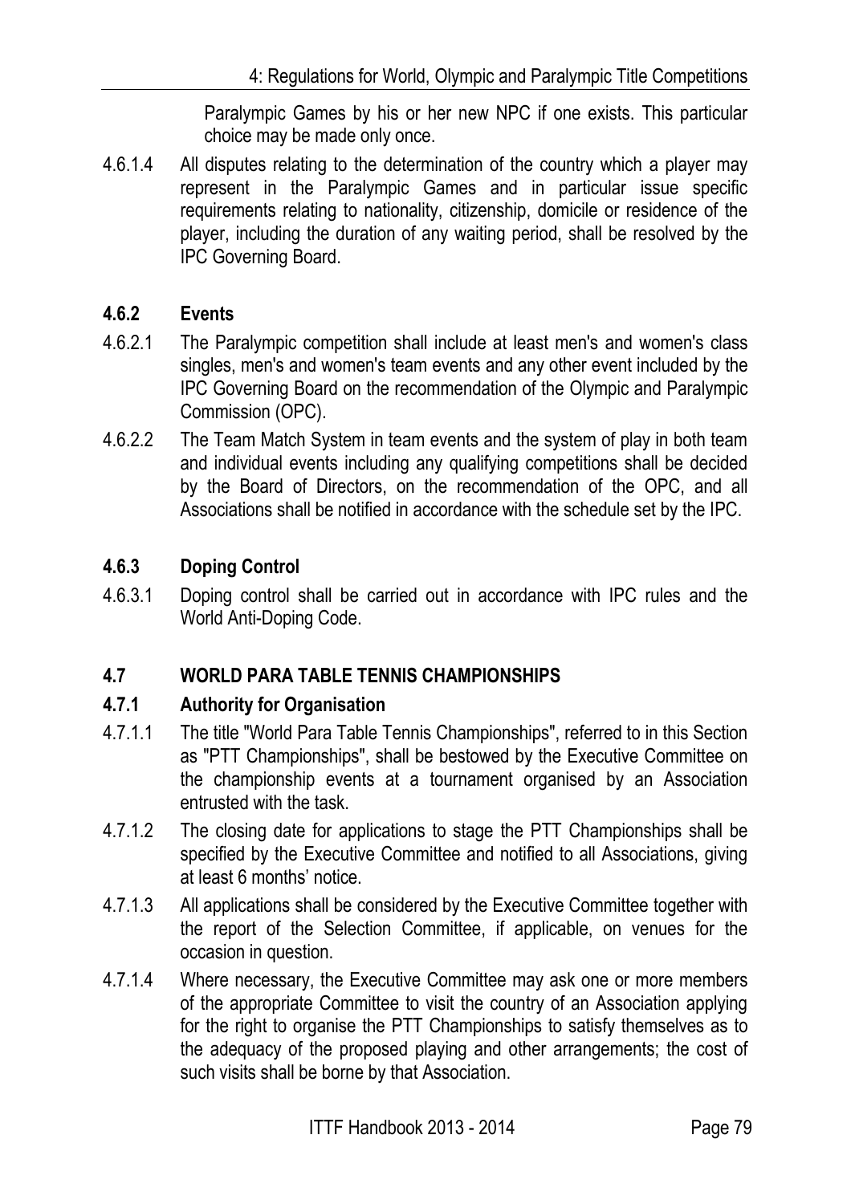Paralympic Games by his or her new NPC if one exists. This particular choice may be made only once.

4.6.1.4 All disputes relating to the determination of the country which a player may represent in the Paralympic Games and in particular issue specific requirements relating to nationality, citizenship, domicile or residence of the player, including the duration of any waiting period, shall be resolved by the IPC Governing Board.

### 4.6.2 Events

4.6.2.1 The Paralympic competition shall include at least men's and women's class singles, men's and women's team events and any other event included by the IPC Governing Board on the recommendation of the Olympic and Paralympic Commission (OPC).

4.6.2.2 The Team Match System in team events and the system of play in both team and individual events including any qualifying competitions shall be decided by the Board of Directors, on the recommendation of the OPC, and all Associations shall be notified in accordance with the schedule set by the IPC.

### 4.6.3 Doping Control

4.6.3.1 Doping control shall be carried out in accordance with IPC rules and the World Anti-Doping Code.

## 4.7 WORLD PARA TABLE TENNIS CHAMPIONSHIPS

### 4.7.1 Authority for Organisation

4.7.1.1 The title "World Para Table Tennis Championships", referred to in this Section as "PTT Championships", shall be bestowed by the Executive Committee on the championship events at a tournament organised by an Association entrusted with the task.

4.7.1.2 The closing date for applications to stage the PTT Championships shall be specified by the Executive Committee and notified to all Associations, giving at least 6 months' notice.

4.7.1.3 All applications shall be considered by the Executive Committee together with the report of the Selection Committee, if applicable, on venues for the occasion in question.

4.7.1.4 Where necessary, the Executive Committee may ask one or more members of the appropriate Committee to visit the country of an Association applying for the right to organise the PTT Championships to satisfy themselves as to the adequacy of the proposed playing and other arrangements; the cost of such visits shall be borne by that Association.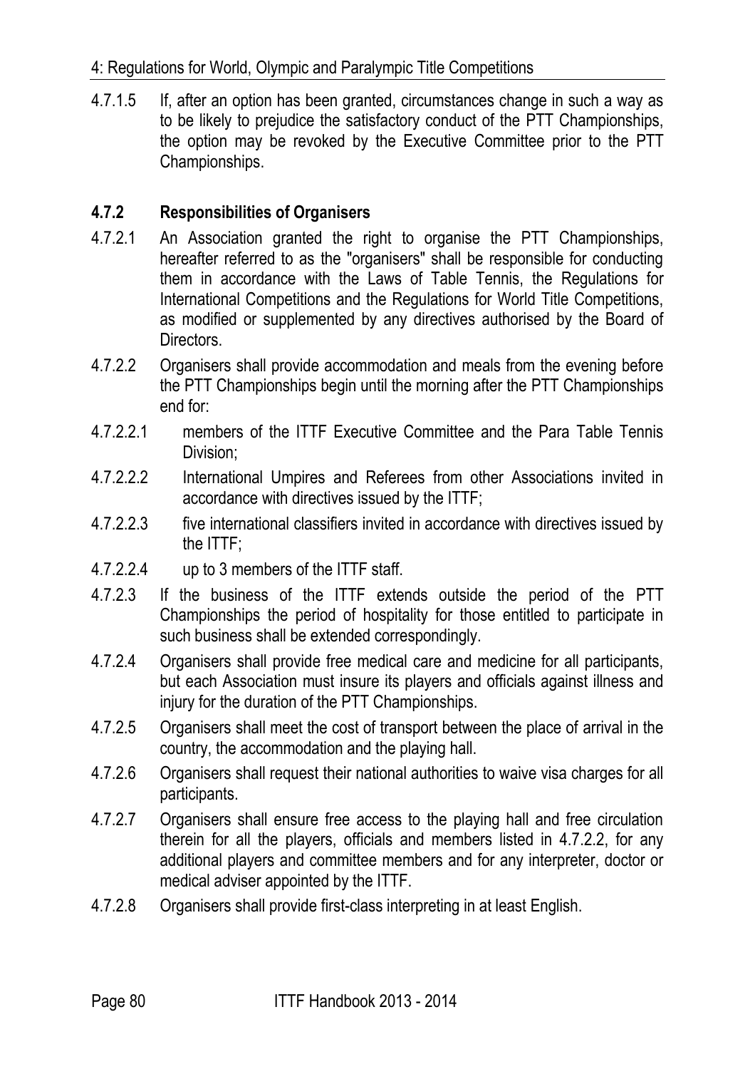4.7.1.5 If, after an option has been granted, circumstances change in such a way as to be likely to prejudice the satisfactory conduct of the PTT Championships, the option may be revoked by the Executive Committee prior to the PTT Championships.

### 4.7.2 Responsibilities of Organisers

4.7.2.1 An Association granted the right to organise the PTT Championships, hereafter referred to as the "organisers" shall be responsible for conducting them in accordance with the Laws of Table Tennis, the Regulations for International Competitions and the Regulations for World Title Competitions, as modified or supplemented by any directives authorised by the Board of Directors.

4.7.2.2 Organisers shall provide accommodation and meals from the evening before the PTT Championships begin until the morning after the PTT Championships end for:

4.7.2.2.1 members of the ITTF Executive Committee and the Para Table Tennis Division;

4.7.2.2.2 International Umpires and Referees from other Associations invited in accordance with directives issued by the ITTF;

4.7.2.2.3 five international classifiers invited in accordance with directives issued by the ITTF;

4.7.2.2.4 up to 3 members of the ITTF staff.

4.7.2.3 If the business of the ITTF extends outside the period of the PTT Championships the period of hospitality for those entitled to participate in such business shall be extended correspondingly.

4.7.2.4 Organisers shall provide free medical care and medicine for all participants, but each Association must insure its players and officials against illness and injury for the duration of the PTT Championships.

4.7.2.5 Organisers shall meet the cost of transport between the place of arrival in the country, the accommodation and the playing hall.

4.7.2.6 Organisers shall request their national authorities to waive visa charges for all participants.

4.7.2.7 Organisers shall ensure free access to the playing hall and free circulation therein for all the players, officials and members listed in 4.7.2.2, for any additional players and committee members and for any interpreter, doctor or medical adviser appointed by the ITTF.

4.7.2.8 Organisers shall provide first-class interpreting in at least English.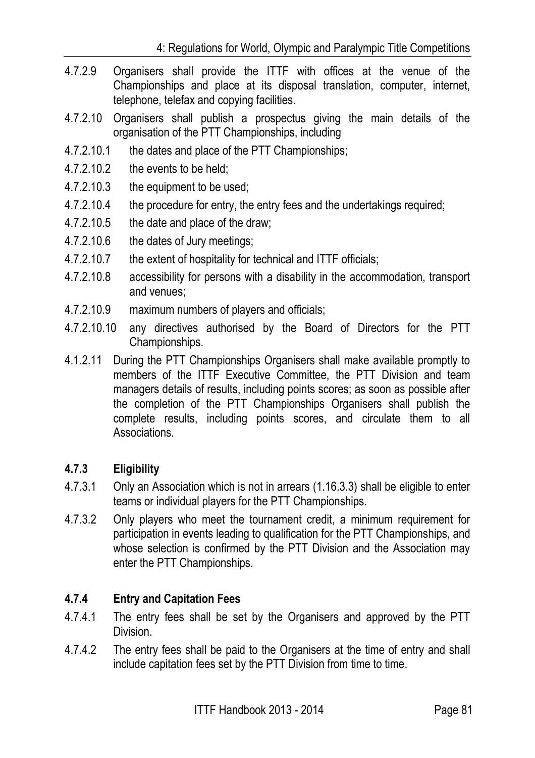4.7.2.9 Organisers shall provide the ITTF with offices at the venue of the Championships and place at its disposal translation, computer, internet, telephone, telefax and copying facilities.

4.7.2.10 Organisers shall publish a prospectus giving the main details of the organisation of the PTT Championships, including

4.7.2.10.1 the dates and place of the PTT Championships;

4.7.2.10.2 the events to be held;

4.7.2.10.3 the equipment to be used;

4.7.2.10.4 the procedure for entry, the entry fees and the undertakings required;

4.7.2.10.5 the date and place of the draw;

4.7.2.10.6 the dates of Jury meetings;

4.7.2.10.7 the extent of hospitality for technical and ITTF officials;

4.7.2.10.8 accessibility for persons with a disability in the accommodation, transport and venues;

4.7.2.10.9 maximum numbers of players and officials;

4.7.2.10.10 any directives authorised by the Board of Directors for the PTT Championships.

4.1.2.11 During the PTT Championships Organisers shall make available promptly to members of the ITTF Executive Committee, the PTT Division and team managers details of results, including points scores; as soon as possible after the completion of the PTT Championships Organisers shall publish the complete results, including points scores, and circulate them to all Associations.

### 4.7.3 Eligibility

4.7.3.1 Only an Association which is not in arrears (1.16.3.3) shall be eligible to enter teams or individual players for the PTT Championships.

4.7.3.2 Only players who meet the tournament credit, a minimum requirement for participation in events leading to qualification for the PTT Championships, and whose selection is confirmed by the PTT Division and the Association may enter the PTT Championships.

### 4.7.4 Entry and Capitation Fees

4.7.4.1 The entry fees shall be set by the Organisers and approved by the PTT Division.

4.7.4.2 The entry fees shall be paid to the Organisers at the time of entry and shall include capitation fees set by the PTT Division from time to time.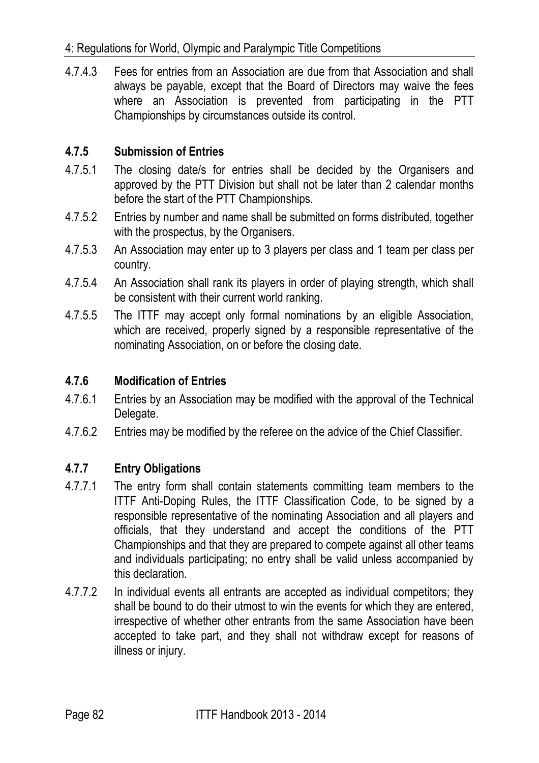4.7.4.3 Fees for entries from an Association are due from that Association and shall always be payable, except that the Board of Directors may waive the fees where an Association is prevented from participating in the PTT Championships by circumstances outside its control.

### 4.7.5 Submission of Entries

4.7.5.1 The closing date/s for entries shall be decided by the Organisers and approved by the PTT Division but shall not be later than 2 calendar months before the start of the PTT Championships.

4.7.5.2 Entries by number and name shall be submitted on forms distributed, together with the prospectus, by the Organisers.

4.7.5.3 An Association may enter up to 3 players per class and 1 team per class per country.

4.7.5.4 An Association shall rank its players in order of playing strength, which shall be consistent with their current world ranking.

4.7.5.5 The ITTF may accept only formal nominations by an eligible Association, which are received, properly signed by a responsible representative of the nominating Association, on or before the closing date.

### 4.7.6 Modification of Entries

4.7.6.1 Entries by an Association may be modified with the approval of the Technical Delegate.

4.7.6.2 Entries may be modified by the referee on the advice of the Chief Classifier.

### 4.7.7 Entry Obligations

4.7.7.1 The entry form shall contain statements committing team members to the ITTF Anti-Doping Rules, the ITTF Classification Code, to be signed by a responsible representative of the nominating Association and all players and officials, that they understand and accept the conditions of the PTT Championships and that they are prepared to compete against all other teams and individuals participating; no entry shall be valid unless accompanied by this declaration.

4.7.7.2 In individual events all entrants are accepted as individual competitors; they shall be bound to do their utmost to win the events for which they are entered, irrespective of whether other entrants from the same Association have been accepted to take part, and they shall not withdraw except for reasons of illness or injury.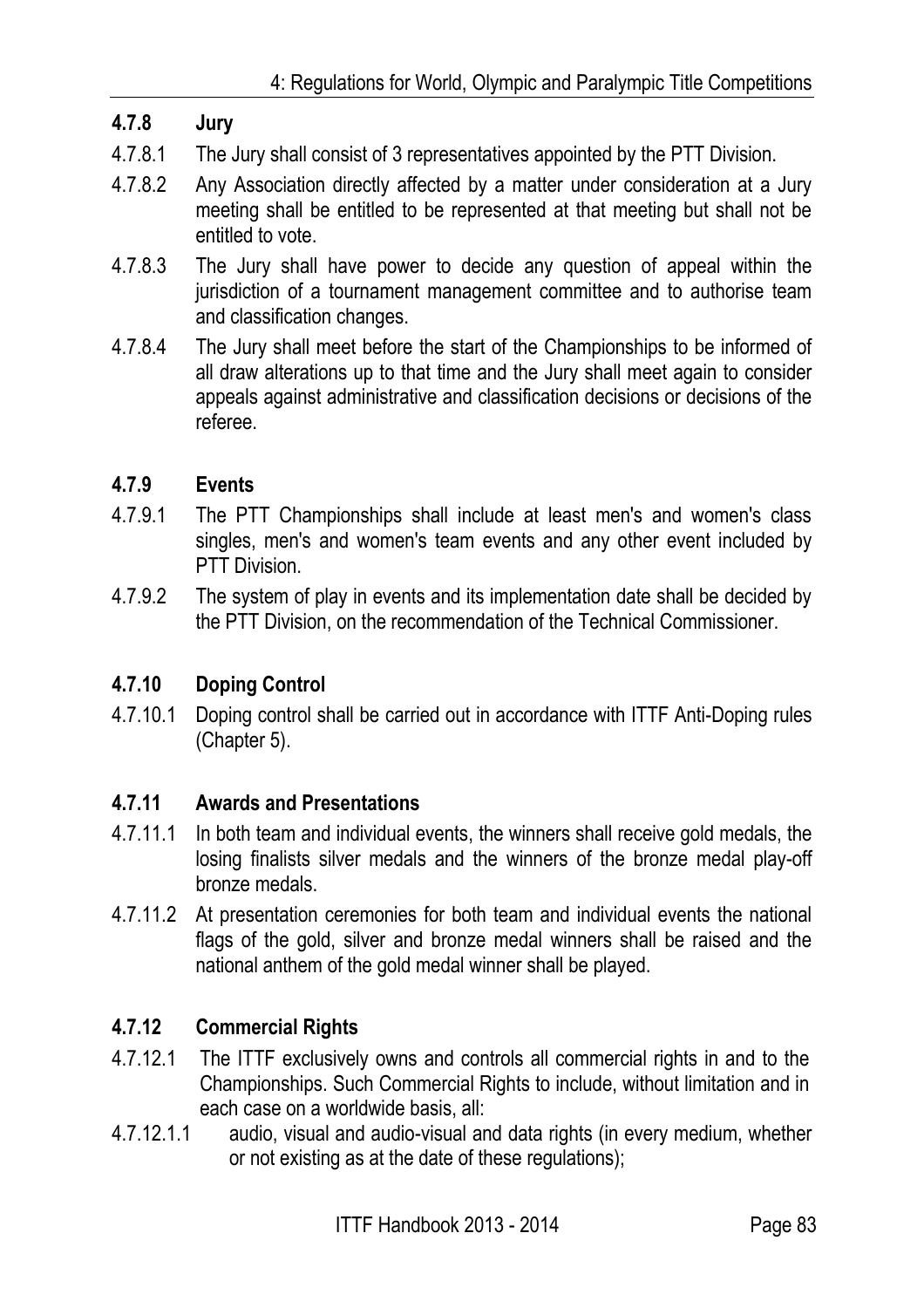### 4.7.8 Jury

4.7.8.1 The Jury shall consist of 3 representatives appointed by the PTT Division.

4.7.8.2 Any Association directly affected by a matter under consideration at a Jury meeting shall be entitled to be represented at that meeting but shall not be entitled to vote.

4.7.8.3 The Jury shall have power to decide any question of appeal within the jurisdiction of a tournament management committee and to authorise team and classification changes.

4.7.8.4 The Jury shall meet before the start of the Championships to be informed of all draw alterations up to that time and the Jury shall meet again to consider appeals against administrative and classification decisions or decisions of the referee.

### 4.7.9 Events

4.7.9.1 The PTT Championships shall include at least men's and women's class singles, men's and women's team events and any other event included by PTT Division.

4.7.9.2 The system of play in events and its implementation date shall be decided by the PTT Division, on the recommendation of the Technical Commissioner.

### 4.7.10 Doping Control

4.7.10.1 Doping control shall be carried out in accordance with ITTF Anti-Doping rules (Chapter 5).

### 4.7.11 Awards and Presentations

4.7.11.1 In both team and individual events, the winners shall receive gold medals, the losing finalists silver medals and the winners of the bronze medal play-off bronze medals.

4.7.11.2 At presentation ceremonies for both team and individual events the national flags of the gold, silver and bronze medal winners shall be raised and the national anthem of the gold medal winner shall be played.

### 4.7.12 Commercial Rights

4.7.12.1 The ITTF exclusively owns and controls all commercial rights in and to the Championships. Such Commercial Rights to include, without limitation and in each case on a worldwide basis, all:

4.7.12.1.1 audio, visual and audio-visual and data rights (in every medium, whether or not existing as at the date of these regulations);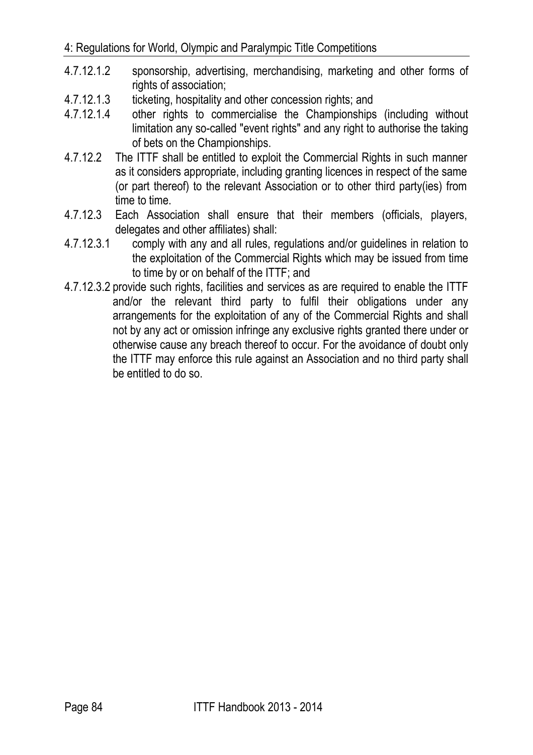4.7.12.1.2 sponsorship, advertising, merchandising, marketing and other forms of rights of association;

4.7.12.1.3 ticketing, hospitality and other concession rights; and

4.7.12.1.4 other rights to commercialise the Championships (including without limitation any so-called "event rights" and any right to authorise the taking of bets on the Championships.

4.7.12.2 The ITTF shall be entitled to exploit the Commercial Rights in such manner as it considers appropriate, including granting licences in respect of the same (or part thereof) to the relevant Association or to other third party(ies) from time to time.

4.7.12.3 Each Association shall ensure that their members (officials, players, delegates and other affiliates) shall:

4.7.12.3.1 comply with any and all rules, regulations and/or guidelines in relation to the exploitation of the Commercial Rights which may be issued from time to time by or on behalf of the ITTF; and

4.7.12.3.2 provide such rights, facilities and services as are required to enable the ITTF and/or the relevant third party to fulfil their obligations under any arrangements for the exploitation of any of the Commercial Rights and shall not by any act or omission infringe any exclusive rights granted there under or otherwise cause any breach thereof to occur. For the avoidance of doubt only the ITTF may enforce this rule against an Association and no third party shall be entitled to do so.